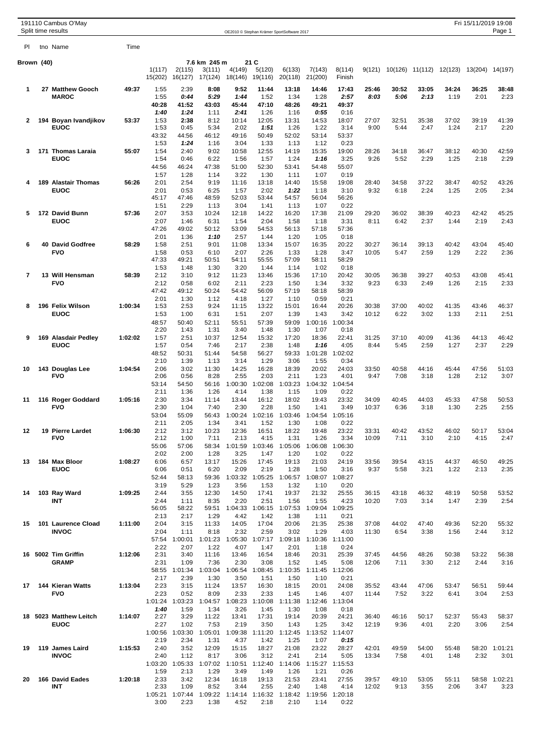# 191110 Cambus O'May

Split time results

OE2010 © Stephan Krämer SportSoftware 2017

**Brown (40)** — 7.6 km 245 m — 21 C

| Pl | tno | Name | Time | 1(117) | 2(115) | 3(111) | 4(149) | 5(120) | 6(133) | 7(143) | 8(114) | 9(121) | 10(126) | 11(112) | 12(123) | 13(204) | 14(197) |
|---|---|---|---|---|---|---|---|---|---|---|---|---|---|---|---|---|---|
| | | | | 15(202) | 16(127) | 17(124) | 18(146) | 19(116) | 20(118) | 21(200) | 8(114) Finish | | | | | | |
| 1 | 27 | Matthew Gooch | 49:37 | 1:55 | 2:39 | 8:08 | 9:52 | 11:44 | 13:18 | 14:46 | 17:43 | 25:46 | 30:52 | 33:05 | 34:24 | 36:25 | 38:48 |
| | | MAROC | | 1:55 | *0:44* | *5:29* | *1:44* | 1:52 | 1:34 | 1:28 | *2:57* | *8:03* | *5:06* | *2:13* | 1:19 | 2:01 | 2:23 |
| | | | | 40:28 | 41:52 | 43:03 | 45:44 | 47:10 | 48:26 | 49:21 | 49:37 | | | | | | |
| | | | | *1:40* | *1:24* | 1:11 | *2:41* | 1:26 | 1:16 | *0:55* | 0:16 | | | | | | |
| 2 | 194 | Boyan Ivandjikov | 53:37 | 1:53 | 2:38 | 8:12 | 10:14 | 12:05 | 13:31 | 14:53 | 18:07 | 27:07 | 32:51 | 35:38 | 37:02 | 39:19 | 41:39 |
| | | EUOC | | 1:53 | 0:45 | 5:34 | 2:02 | *1:51* | 1:26 | 1:22 | 3:14 | 9:00 | 5:44 | 2:47 | 1:24 | 2:17 | 2:20 |
| | | | | 43:32 | 44:56 | 46:12 | 49:16 | 50:49 | 52:02 | 53:14 | 53:37 | | | | | | |
| | | | | 1:53 | *1:24* | 1:16 | 3:04 | 1:33 | 1:13 | 1:12 | 0:23 | | | | | | |
| 3 | 171 | Thomas Laraia | 55:07 | 1:54 | 2:40 | 9:02 | 10:58 | 12:55 | 14:19 | 15:35 | 19:00 | 28:26 | 34:18 | 36:47 | 38:12 | 40:30 | 42:59 |
| | | EUOC | | 1:54 | 0:46 | 6:22 | 1:56 | 1:57 | 1:24 | *1:16* | 3:25 | 9:26 | 5:52 | 2:29 | 1:25 | 2:18 | 2:29 |
| | | | | 44:56 | 46:24 | 47:38 | 51:00 | 52:30 | 53:41 | 54:48 | 55:07 | | | | | | |
| | | | | 1:57 | 1:28 | 1:14 | 3:22 | 1:30 | 1:11 | 1:07 | 0:19 | | | | | | |
| 4 | 189 | Alastair Thomas | 56:26 | 2:01 | 2:54 | 9:19 | 11:16 | 13:18 | 14:40 | 15:58 | 19:08 | 28:40 | 34:58 | 37:22 | 38:47 | 40:52 | 43:26 |
| | | EUOC | | 2:01 | 0:53 | 6:25 | 1:57 | 2:02 | *1:22* | 1:18 | 3:10 | 9:32 | 6:18 | 2:24 | 1:25 | 2:05 | 2:34 |
| | | | | 45:17 | 47:46 | 48:59 | 52:03 | 53:44 | 54:57 | 56:04 | 56:26 | | | | | | |
| | | | | 1:51 | 2:29 | 1:13 | 3:04 | 1:41 | 1:13 | 1:07 | 0:22 | | | | | | |
| 5 | 172 | David Bunn | 57:36 | 2:07 | 3:53 | 10:24 | 12:18 | 14:22 | 16:20 | 17:38 | 21:09 | 29:20 | 36:02 | 38:39 | 40:23 | 42:42 | 45:25 |
| | | EUOC | | 2:07 | 1:46 | 6:31 | 1:54 | 2:04 | 1:58 | 1:18 | 3:31 | 8:11 | 6:42 | 2:37 | 1:44 | 2:19 | 2:43 |
| | | | | 47:26 | 49:02 | 50:12 | 53:09 | 54:53 | 56:13 | 57:18 | 57:36 | | | | | | |
| | | | | 2:01 | 1:36 | *1:10* | 2:57 | 1:44 | 1:20 | 1:05 | 0:18 | | | | | | |
| 6 | 40 | David Godfree | 58:29 | 1:58 | 2:51 | 9:01 | 11:08 | 13:34 | 15:07 | 16:35 | 20:22 | 30:27 | 36:14 | 39:13 | 40:42 | 43:04 | 45:40 |
| | | FVO | | 1:58 | 0:53 | 6:10 | 2:07 | 2:26 | 1:33 | 1:28 | 3:47 | 10:05 | 5:47 | 2:59 | 1:29 | 2:22 | 2:36 |
| | | | | 47:33 | 49:21 | 50:51 | 54:11 | 55:55 | 57:09 | 58:11 | 58:29 | | | | | | |
| | | | | 1:53 | 1:48 | 1:30 | 3:20 | 1:44 | 1:14 | 1:02 | 0:18 | | | | | | |
| 7 | 13 | Will Hensman | 58:39 | 2:12 | 3:10 | 9:12 | 11:23 | 13:46 | 15:36 | 17:10 | 20:42 | 30:05 | 36:38 | 39:27 | 40:53 | 43:08 | 45:41 |
| | | FVO | | 2:12 | 0:58 | 6:02 | 2:11 | 2:23 | 1:50 | 1:34 | 3:32 | 9:23 | 6:33 | 2:49 | 1:26 | 2:15 | 2:33 |
| | | | | 47:42 | 49:12 | 50:24 | 54:42 | 56:09 | 57:19 | 58:18 | 58:39 | | | | | | |
| | | | | 2:01 | 1:30 | 1:12 | 4:18 | 1:27 | 1:10 | 0:59 | 0:21 | | | | | | |
| 8 | 196 | Felix Wilson | 1:00:34 | 1:53 | 2:53 | 9:24 | 11:15 | 13:22 | 15:01 | 16:44 | 20:26 | 30:38 | 37:00 | 40:02 | 41:35 | 43:46 | 46:37 |
| | | EUOC | | 1:53 | 1:00 | 6:31 | 1:51 | 2:07 | 1:39 | 1:43 | 3:42 | 10:12 | 6:22 | 3:02 | 1:33 | 2:11 | 2:51 |
| | | | | 48:57 | 50:40 | 52:11 | 55:51 | 57:39 | 59:09 | 1:00:16 | 1:00:34 | | | | | | |
| | | | | 2:20 | 1:43 | 1:31 | 3:40 | 1:48 | 1:30 | 1:07 | 0:18 | | | | | | |
| 9 | 169 | Alasdair Pedley | 1:02:02 | 1:57 | 2:51 | 10:37 | 12:54 | 15:32 | 17:20 | 18:36 | 22:41 | 31:25 | 37:10 | 40:09 | 41:36 | 44:13 | 46:42 |
| | | EUOC | | 1:57 | 0:54 | 7:46 | 2:17 | 2:38 | 1:48 | *1:16* | 4:05 | 8:44 | 5:45 | 2:59 | 1:27 | 2:37 | 2:29 |
| | | | | 48:52 | 50:31 | 51:44 | 54:58 | 56:27 | 59:33 | 1:01:28 | 1:02:02 | | | | | | |
| | | | | 2:10 | 1:39 | 1:13 | 3:14 | 1:29 | 3:06 | 1:55 | 0:34 | | | | | | |
| 10 | 143 | Douglas Lee | 1:04:54 | 2:06 | 3:02 | 11:30 | 14:25 | 16:28 | 18:39 | 20:02 | 24:03 | 33:50 | 40:58 | 44:16 | 45:44 | 47:56 | 51:03 |
| | | FVO | | 2:06 | 0:56 | 8:28 | 2:55 | 2:03 | 2:11 | 1:23 | 4:01 | 9:47 | 7:08 | 3:18 | 1:28 | 2:12 | 3:07 |
| | | | | 53:14 | 54:50 | 56:16 | 1:00:30 | 1:02:08 | 1:03:23 | 1:04:32 | 1:04:54 | | | | | | |
| | | | | 2:11 | 1:36 | 1:26 | 4:14 | 1:38 | 1:15 | 1:09 | 0:22 | | | | | | |
| 11 | 116 | Roger Goddard | 1:05:16 | 2:30 | 3:34 | 11:14 | 13:44 | 16:12 | 18:02 | 19:43 | 23:32 | 34:09 | 40:45 | 44:03 | 45:33 | 47:58 | 50:53 |
| | | FVO | | 2:30 | 1:04 | 7:40 | 2:30 | 2:28 | 1:50 | 1:41 | 3:49 | 10:37 | 6:36 | 3:18 | 1:30 | 2:25 | 2:55 |
| | | | | 53:04 | 55:09 | 56:43 | 1:00:24 | 1:02:16 | 1:03:46 | 1:04:54 | 1:05:16 | | | | | | |
| | | | | 2:11 | 2:05 | 1:34 | 3:41 | 1:52 | 1:30 | 1:08 | 0:22 | | | | | | |
| 12 | 19 | Pierre Lardet | 1:06:30 | 2:12 | 3:12 | 10:23 | 12:36 | 16:51 | 18:22 | 19:48 | 23:22 | 33:31 | 40:42 | 43:52 | 46:02 | 50:17 | 53:04 |
| | | FVO | | 2:12 | 1:00 | 7:11 | 2:13 | 4:15 | 1:31 | 1:26 | 3:34 | 10:09 | 7:11 | 3:10 | 2:10 | 4:15 | 2:47 |
| | | | | 55:06 | 57:06 | 58:34 | 1:01:59 | 1:03:46 | 1:05:06 | 1:06:08 | 1:06:30 | | | | | | |
| | | | | 2:02 | 2:00 | 1:28 | 3:25 | 1:47 | 1:20 | 1:02 | 0:22 | | | | | | |
| 13 | 184 | Max Bloor | 1:08:27 | 6:06 | 6:57 | 13:17 | 15:26 | 17:45 | 19:13 | 21:03 | 24:19 | 33:56 | 39:54 | 43:15 | 44:37 | 46:50 | 49:25 |
| | | EUOC | | 6:06 | 0:51 | 6:20 | 2:09 | 2:19 | 1:28 | 1:50 | 3:16 | 9:37 | 5:58 | 3:21 | 1:22 | 2:13 | 2:35 |
| | | | | 52:44 | 58:13 | 59:36 | 1:03:32 | 1:05:25 | 1:06:57 | 1:08:07 | 1:08:27 | | | | | | |
| | | | | 3:19 | 5:29 | 1:23 | 3:56 | 1:53 | 1:32 | 1:10 | 0:20 | | | | | | |
| 14 | 103 | Ray Ward | 1:09:25 | 2:44 | 3:55 | 12:30 | 14:50 | 17:41 | 19:37 | 21:32 | 25:55 | 36:15 | 43:18 | 46:32 | 48:19 | 50:58 | 53:52 |
| | | INT | | 2:44 | 1:11 | 8:35 | 2:20 | 2:51 | 1:56 | 1:55 | 4:23 | 10:20 | 7:03 | 3:14 | 1:47 | 2:39 | 2:54 |
| | | | | 56:05 | 58:22 | 59:51 | 1:04:33 | 1:06:15 | 1:07:53 | 1:09:04 | 1:09:25 | | | | | | |
| | | | | 2:13 | 2:17 | 1:29 | 4:42 | 1:42 | 1:38 | 1:11 | 0:21 | | | | | | |
| 15 | 101 | Laurence Cload | 1:11:00 | 2:04 | 3:15 | 11:33 | 14:05 | 17:04 | 20:06 | 21:35 | 25:38 | 37:08 | 44:02 | 47:40 | 49:36 | 52:20 | 55:32 |
| | | INVOC | | 2:04 | 1:11 | 8:18 | 2:32 | 2:59 | 3:02 | 1:29 | 4:03 | 11:30 | 6:54 | 3:38 | 1:56 | 2:44 | 3:12 |
| | | | | 57:54 | 1:00:01 | 1:01:23 | 1:05:30 | 1:07:17 | 1:09:18 | 1:10:36 | 1:11:00 | | | | | | |
| | | | | 2:22 | 2:07 | 1:22 | 4:07 | 1:47 | 2:01 | 1:18 | 0:24 | | | | | | |
| 16 | 5002 | Tim Griffin | 1:12:06 | 2:31 | 3:40 | 11:16 | 13:46 | 16:54 | 18:46 | 20:31 | 25:39 | 37:45 | 44:56 | 48:26 | 50:38 | 53:22 | 56:38 |
| | | GRAMP | | 2:31 | 1:09 | 7:36 | 2:30 | 3:08 | 1:52 | 1:45 | 5:08 | 12:06 | 7:11 | 3:30 | 2:12 | 2:44 | 3:16 |
| | | | | 58:55 | 1:01:34 | 1:03:04 | 1:06:54 | 1:08:45 | 1:10:35 | 1:11:45 | 1:12:06 | | | | | | |
| | | | | 2:17 | 2:39 | 1:30 | 3:50 | 1:51 | 1:50 | 1:10 | 0:21 | | | | | | |
| 17 | 144 | Kieran Watts | 1:13:04 | 2:23 | 3:15 | 11:24 | 13:57 | 16:30 | 18:15 | 20:01 | 24:08 | 35:52 | 43:44 | 47:06 | 53:47 | 56:51 | 59:44 |
| | | FVO | | 2:23 | 0:52 | 8:09 | 2:33 | 2:33 | 1:45 | 1:46 | 4:07 | 11:44 | 7:52 | 3:22 | 6:41 | 3:04 | 2:53 |
| | | | | 1:01:24 | 1:03:23 | 1:04:57 | 1:08:23 | 1:10:08 | 1:11:38 | 1:12:46 | 1:13:04 | | | | | | |
| | | | | *1:40* | 1:59 | 1:34 | 3:26 | 1:45 | 1:30 | 1:08 | 0:18 | | | | | | |
| 18 | 5023 | Matthew Leitch | 1:14:07 | 2:27 | 3:29 | 11:22 | 13:41 | 17:31 | 19:14 | 20:39 | 24:21 | 36:40 | 46:16 | 50:17 | 52:37 | 55:43 | 58:37 |
| | | EUOC | | 2:27 | 1:02 | 7:53 | 2:19 | 3:50 | 1:43 | 1:25 | 3:42 | 12:19 | 9:36 | 4:01 | 2:20 | 3:06 | 2:54 |
| | | | | 1:00:56 | 1:03:30 | 1:05:01 | 1:09:38 | 1:11:20 | 1:12:45 | 1:13:52 | 1:14:07 | | | | | | |
| | | | | 2:19 | 2:34 | 1:31 | 4:37 | 1:42 | 1:25 | 1:07 | *0:15* | | | | | | |
| 19 | 119 | James Laird | 1:15:53 | 2:40 | 3:52 | 12:09 | 15:15 | 18:27 | 21:08 | 23:22 | 28:27 | 42:01 | 49:59 | 54:00 | 55:48 | 58:20 | 1:01:21 |
| | | INVOC | | 2:40 | 1:12 | 8:17 | 3:06 | 3:12 | 2:41 | 2:14 | 5:05 | 13:34 | 7:58 | 4:01 | 1:48 | 2:32 | 3:01 |
| | | | | 1:03:20 | 1:05:33 | 1:07:02 | 1:10:51 | 1:12:40 | 1:14:06 | 1:15:27 | 1:15:53 | | | | | | |
| | | | | 1:59 | 2:13 | 1:29 | 3:49 | 1:49 | 1:26 | 1:21 | 0:26 | | | | | | |
| 20 | 166 | David Eades | 1:20:18 | 2:33 | 3:42 | 12:34 | 16:18 | 19:13 | 21:53 | 23:41 | 27:55 | 39:57 | 49:10 | 53:05 | 55:11 | 58:58 | 1:02:21 |
| | | INT | | 2:33 | 1:09 | 8:52 | 3:44 | 2:55 | 2:40 | 1:48 | 4:14 | 12:02 | 9:13 | 3:55 | 2:06 | 3:47 | 3:23 |
| | | | | 1:05:21 | 1:07:44 | 1:09:22 | 1:14:14 | 1:16:32 | 1:18:42 | 1:19:56 | 1:20:18 | | | | | | |
| | | | | 3:00 | 2:23 | 1:38 | 4:52 | 2:18 | 2:10 | 1:14 | 0:22 | | | | | | |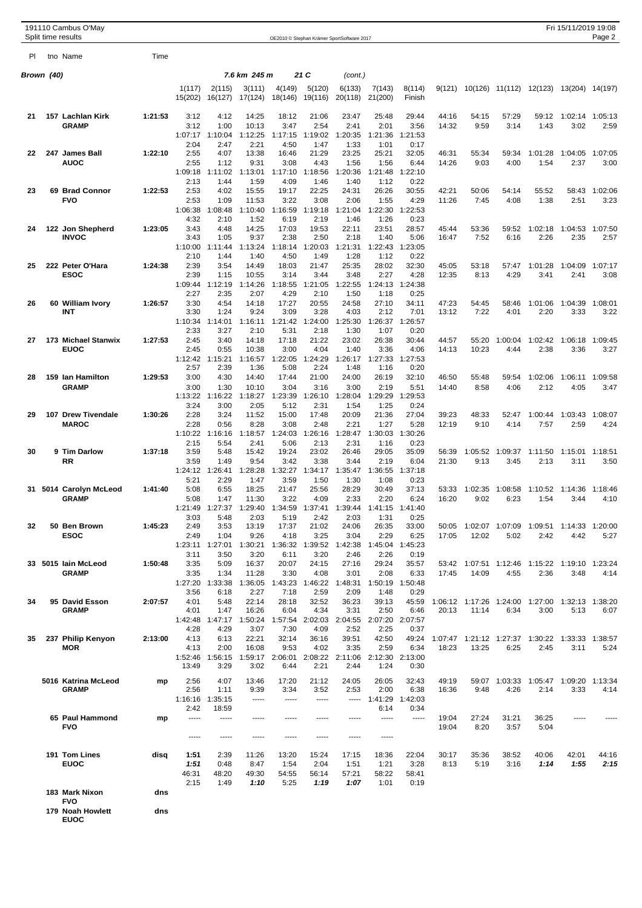191110 Cambus O'May
Split time results

OE2010 © Stephan Krämer SportSoftware 2017

Fri 15/11/2019 19:08

**Brown (40)** 7.6 km 245 m 21 C (cont.)

| Pl | tno | Name | Time | 1(117) | 2(115) | 3(111) | 4(149) | 5(120) | 6(133) | 7(143) | 8(114) | 9(121) | 10(126) | 11(112) | 12(123) | 13(204) | 14(197) |
|---|---|---|---|---|---|---|---|---|---|---|---|---|---|---|---|---|---|
| | | | | 15(202) | 16(127) | 17(124) | 18(146) | 19(116) | 20(118) | 21(200) | Finish | | | | | | |
| 21 | 157 | Lachlan Kirk | 1:21:53 | 3:12 | 4:12 | 14:25 | 18:12 | 21:06 | 23:47 | 25:48 | 29:44 | 44:16 | 54:15 | 57:29 | 59:12 | 1:02:14 | 1:05:13 |
| | | GRAMP | | 3:12 | 1:00 | 10:13 | 3:47 | 2:54 | 2:41 | 2:01 | 3:56 | 14:32 | 9:59 | 3:14 | 1:43 | 3:02 | 2:59 |
| | | | | 1:07:17 | 1:10:04 | 1:12:25 | 1:17:15 | 1:19:02 | 1:20:35 | 1:21:36 | 1:21:53 | | | | | | |
| | | | | 2:04 | 2:47 | 2:21 | 4:50 | 1:47 | 1:33 | 1:01 | 0:17 | | | | | | |
| 22 | 247 | James Ball | 1:22:10 | 2:55 | 4:07 | 13:38 | 16:46 | 21:29 | 23:25 | 25:21 | 32:05 | 46:31 | 55:34 | 59:34 | 1:01:28 | 1:04:05 | 1:07:05 |
| | | AUOC | | 2:55 | 1:12 | 9:31 | 3:08 | 4:43 | 1:56 | 1:56 | 6:44 | 14:26 | 9:03 | 4:00 | 1:54 | 2:37 | 3:00 |
| | | | | 1:09:18 | 1:11:02 | 1:13:01 | 1:17:10 | 1:18:56 | 1:20:36 | 1:21:48 | 1:22:10 | | | | | | |
| | | | | 2:13 | 1:44 | 1:59 | 4:09 | 1:46 | 1:40 | 1:12 | 0:22 | | | | | | |
| 23 | 69 | Brad Connor | 1:22:53 | 2:53 | 4:02 | 15:55 | 19:17 | 22:25 | 24:31 | 26:26 | 30:55 | 42:21 | 50:06 | 54:14 | 55:52 | 58:43 | 1:02:06 |
| | | FVO | | 2:53 | 1:09 | 11:53 | 3:22 | 3:08 | 2:06 | 1:55 | 4:29 | 11:26 | 7:45 | 4:08 | 1:38 | 2:51 | 3:23 |
| | | | | 1:06:38 | 1:08:48 | 1:10:40 | 1:16:59 | 1:19:18 | 1:21:04 | 1:22:30 | 1:22:53 | | | | | | |
| | | | | 4:32 | 2:10 | 1:52 | 6:19 | 2:19 | 1:46 | 1:26 | 0:23 | | | | | | |
| 24 | 122 | Jon Shepherd | 1:23:05 | 3:43 | 4:48 | 14:25 | 17:03 | 19:53 | 22:11 | 23:51 | 28:57 | 45:44 | 53:36 | 59:52 | 1:02:18 | 1:04:53 | 1:07:50 |
| | | INVOC | | 3:43 | 1:05 | 9:37 | 2:38 | 2:50 | 2:18 | 1:40 | 5:06 | 16:47 | 7:52 | 6:16 | 2:26 | 2:35 | 2:57 |
| | | | | 1:10:00 | 1:11:44 | 1:13:24 | 1:18:14 | 1:20:03 | 1:21:31 | 1:22:43 | 1:23:05 | | | | | | |
| | | | | 2:10 | 1:44 | 1:40 | 4:50 | 1:49 | 1:28 | 1:12 | 0:22 | | | | | | |
| 25 | 222 | Peter O'Hara | 1:24:38 | 2:39 | 3:54 | 14:49 | 18:03 | 21:47 | 25:35 | 28:02 | 32:30 | 45:05 | 53:18 | 57:47 | 1:01:28 | 1:04:09 | 1:07:17 |
| | | ESOC | | 2:39 | 1:15 | 10:55 | 3:14 | 3:44 | 3:48 | 2:27 | 4:28 | 12:35 | 8:13 | 4:29 | 3:41 | 2:41 | 3:08 |
| | | | | 1:09:44 | 1:12:19 | 1:14:26 | 1:18:55 | 1:21:05 | 1:22:55 | 1:24:13 | 1:24:38 | | | | | | |
| | | | | 2:27 | 2:35 | 2:07 | 4:29 | 2:10 | 1:50 | 1:18 | 0:25 | | | | | | |
| 26 | 60 | William Ivory | 1:26:57 | 3:30 | 4:54 | 14:18 | 17:27 | 20:55 | 24:58 | 27:10 | 34:11 | 47:23 | 54:45 | 58:46 | 1:01:06 | 1:04:39 | 1:08:01 |
| | | INT | | 3:30 | 1:24 | 9:24 | 3:09 | 3:28 | 4:03 | 2:12 | 7:01 | 13:12 | 7:22 | 4:01 | 2:20 | 3:33 | 3:22 |
| | | | | 1:10:34 | 1:14:01 | 1:16:11 | 1:21:42 | 1:24:00 | 1:25:30 | 1:26:37 | 1:26:57 | | | | | | |
| | | | | 2:33 | 3:27 | 2:10 | 5:31 | 2:18 | 1:30 | 1:07 | 0:20 | | | | | | |
| 27 | 173 | Michael Stanwix | 1:27:53 | 2:45 | 3:40 | 14:18 | 17:18 | 21:22 | 23:02 | 26:38 | 30:44 | 44:57 | 55:20 | 1:00:04 | 1:02:42 | 1:06:18 | 1:09:45 |
| | | EUOC | | 2:45 | 0:55 | 10:38 | 3:00 | 4:04 | 1:40 | 3:36 | 4:06 | 14:13 | 10:23 | 4:44 | 2:38 | 3:36 | 3:27 |
| | | | | 1:12:42 | 1:15:21 | 1:16:57 | 1:22:05 | 1:24:29 | 1:26:17 | 1:27:33 | 1:27:53 | | | | | | |
| | | | | 2:57 | 2:39 | 1:36 | 5:08 | 2:24 | 1:48 | 1:16 | 0:20 | | | | | | |
| 28 | 159 | Ian Hamilton | 1:29:53 | 3:00 | 4:30 | 14:40 | 17:44 | 21:00 | 24:00 | 26:19 | 32:10 | 46:50 | 55:48 | 59:54 | 1:02:06 | 1:06:11 | 1:09:58 |
| | | GRAMP | | 3:00 | 1:30 | 10:10 | 3:04 | 3:16 | 3:00 | 2:19 | 5:51 | 14:40 | 8:58 | 4:06 | 2:12 | 4:05 | 3:47 |
| | | | | 1:13:22 | 1:16:22 | 1:18:27 | 1:23:39 | 1:26:10 | 1:28:04 | 1:29:29 | 1:29:53 | | | | | | |
| | | | | 3:24 | 3:00 | 2:05 | 5:12 | 2:31 | 1:54 | 1:25 | 0:24 | | | | | | |
| 29 | 107 | Drew Tivendale | 1:30:26 | 2:28 | 3:24 | 11:52 | 15:00 | 17:48 | 20:09 | 21:36 | 27:04 | 39:23 | 48:33 | 52:47 | 1:00:44 | 1:03:43 | 1:08:07 |
| | | MAROC | | 2:28 | 0:56 | 8:28 | 3:08 | 2:48 | 2:21 | 1:27 | 5:28 | 12:19 | 9:10 | 4:14 | 7:57 | 2:59 | 4:24 |
| | | | | 1:10:22 | 1:16:16 | 1:18:57 | 1:24:03 | 1:26:16 | 1:28:47 | 1:30:03 | 1:30:26 | | | | | | |
| | | | | 2:15 | 5:54 | 2:41 | 5:06 | 2:13 | 2:31 | 1:16 | 0:23 | | | | | | |
| 30 | 9 | Tim Darlow | 1:37:18 | 3:59 | 5:48 | 15:42 | 19:24 | 23:02 | 26:46 | 29:05 | 35:09 | 56:39 | 1:05:52 | 1:09:37 | 1:11:50 | 1:15:01 | 1:18:51 |
| | | RR | | 3:59 | 1:49 | 9:54 | 3:42 | 3:38 | 3:44 | 2:19 | 6:04 | 21:30 | 9:13 | 3:45 | 2:13 | 3:11 | 3:50 |
| | | | | 1:24:12 | 1:26:41 | 1:28:28 | 1:32:27 | 1:34:17 | 1:35:47 | 1:36:55 | 1:37:18 | | | | | | |
| | | | | 5:21 | 2:29 | 1:47 | 3:59 | 1:50 | 1:30 | 1:08 | 0:23 | | | | | | |
| 31 | 5014 | Carolyn McLeod | 1:41:40 | 5:08 | 6:55 | 18:25 | 21:47 | 25:56 | 28:29 | 30:49 | 37:13 | 53:33 | 1:02:35 | 1:08:58 | 1:10:52 | 1:14:36 | 1:18:46 |
| | | GRAMP | | 5:08 | 1:47 | 11:30 | 3:22 | 4:09 | 2:33 | 2:20 | 6:24 | 16:20 | 9:02 | 6:23 | 1:54 | 3:44 | 4:10 |
| | | | | 1:21:49 | 1:27:37 | 1:29:40 | 1:34:59 | 1:37:41 | 1:39:44 | 1:41:15 | 1:41:40 | | | | | | |
| | | | | 3:03 | 5:48 | 2:03 | 5:19 | 2:42 | 2:03 | 1:31 | 0:25 | | | | | | |
| 32 | 50 | Ben Brown | 1:45:23 | 2:49 | 3:53 | 13:19 | 17:37 | 21:02 | 24:06 | 26:35 | 33:00 | 50:05 | 1:02:07 | 1:07:09 | 1:09:51 | 1:14:33 | 1:20:00 |
| | | ESOC | | 2:49 | 1:04 | 9:26 | 4:18 | 3:25 | 3:04 | 2:29 | 6:25 | 17:05 | 12:02 | 5:02 | 2:42 | 4:42 | 5:27 |
| | | | | 1:23:11 | 1:27:01 | 1:30:21 | 1:36:32 | 1:39:52 | 1:42:38 | 1:45:04 | 1:45:23 | | | | | | |
| | | | | 3:11 | 3:50 | 3:20 | 6:11 | 3:20 | 2:46 | 2:26 | 0:19 | | | | | | |
| 33 | 5015 | Iain McLeod | 1:50:48 | 3:35 | 5:09 | 16:37 | 20:07 | 24:15 | 27:16 | 29:24 | 35:57 | 53:42 | 1:07:51 | 1:12:46 | 1:15:22 | 1:19:10 | 1:23:24 |
| | | GRAMP | | 3:35 | 1:34 | 11:28 | 3:30 | 4:08 | 3:01 | 2:08 | 6:33 | 17:45 | 14:09 | 4:55 | 2:36 | 3:48 | 4:14 |
| | | | | 1:27:20 | 1:33:38 | 1:36:05 | 1:43:23 | 1:46:22 | 1:48:31 | 1:50:19 | 1:50:48 | | | | | | |
| | | | | 3:56 | 6:18 | 2:27 | 7:18 | 2:59 | 2:09 | 1:48 | 0:29 | | | | | | |
| 34 | 95 | David Esson | 2:07:57 | 4:01 | 5:48 | 22:14 | 28:18 | 32:52 | 36:23 | 39:13 | 45:59 | 1:06:12 | 1:17:26 | 1:24:00 | 1:27:00 | 1:32:13 | 1:38:20 |
| | | GRAMP | | 4:01 | 1:47 | 16:26 | 6:04 | 4:34 | 3:31 | 2:50 | 6:46 | 20:13 | 11:14 | 6:34 | 3:00 | 5:13 | 6:07 |
| | | | | 1:42:48 | 1:47:17 | 1:50:24 | 1:57:54 | 2:02:03 | 2:04:55 | 2:07:20 | 2:07:57 | | | | | | |
| | | | | 4:28 | 4:29 | 3:07 | 7:30 | 4:09 | 2:52 | 2:25 | 0:37 | | | | | | |
| 35 | 237 | Philip Kenyon | 2:13:00 | 4:13 | 6:13 | 22:21 | 32:14 | 36:16 | 39:51 | 42:50 | 49:24 | 1:07:47 | 1:21:12 | 1:27:37 | 1:30:22 | 1:33:33 | 1:38:57 |
| | | MOR | | 4:13 | 2:00 | 16:08 | 9:53 | 4:02 | 3:35 | 2:59 | 6:34 | 18:23 | 13:25 | 6:25 | 2:45 | 3:11 | 5:24 |
| | | | | 1:52:46 | 1:56:15 | 1:59:17 | 2:06:01 | 2:08:22 | 2:11:06 | 2:12:30 | 2:13:00 | | | | | | |
| | | | | 13:49 | 3:29 | 3:02 | 6:44 | 2:21 | 2:44 | 1:24 | 0:30 | | | | | | |
| | 5016 | Katrina McLeod | mp | 2:56 | 4:07 | 13:46 | 17:20 | 21:12 | 24:05 | 26:05 | 32:43 | 49:19 | 59:07 | 1:03:33 | 1:05:47 | 1:09:20 | 1:13:34 |
| | | GRAMP | | 2:56 | 1:11 | 9:39 | 3:34 | 3:52 | 2:53 | 2:00 | 6:38 | 16:36 | 9:48 | 4:26 | 2:14 | 3:33 | 4:14 |
| | | | | 1:16:16 | 1:35:15 | ----- | ----- | ----- | ----- | 1:41:29 | 1:42:03 | | | | | | |
| | | | | 2:42 | 18:59 | | | | | 6:14 | 0:34 | | | | | | |
| | 65 | Paul Hammond | mp | ----- | ----- | ----- | ----- | ----- | ----- | ----- | ----- | 19:04 | 27:24 | 31:21 | 36:25 | ----- | ----- |
| | | FVO | | | | | | | | | | 19:04 | 8:20 | 3:57 | 5:04 | | |
| | | | | ----- | ----- | ----- | ----- | ----- | ----- | ----- | | | | | | | |
| | 191 | Tom Lines | disq | **1:51** | 2:39 | 11:26 | 13:20 | 15:24 | 17:15 | 18:36 | 22:04 | 30:17 | 35:36 | 38:52 | 40:06 | 42:01 | 44:16 |
| | | EUOC | | **1:51** | 0:48 | 8:47 | 1:54 | 2:04 | 1:51 | 1:21 | 3:28 | 8:13 | 5:19 | 3:16 | **1:14** | **1:55** | **2:15** |
| | | | | 46:31 | 48:20 | 49:30 | 54:55 | 56:14 | 57:21 | 58:22 | 58:41 | | | | | | |
| | | | | 2:15 | 1:49 | **1:10** | 5:25 | **1:19** | **1:07** | 1:01 | 0:19 | | | | | | |
| | 183 | Mark Nixon | dns | | | | | | | | | | | | | | |
| | | FVO | | | | | | | | | | | | | | | |
| | 179 | Noah Howlett | dns | | | | | | | | | | | | | | |
| | | EUOC | | | | | | | | | | | | | | | |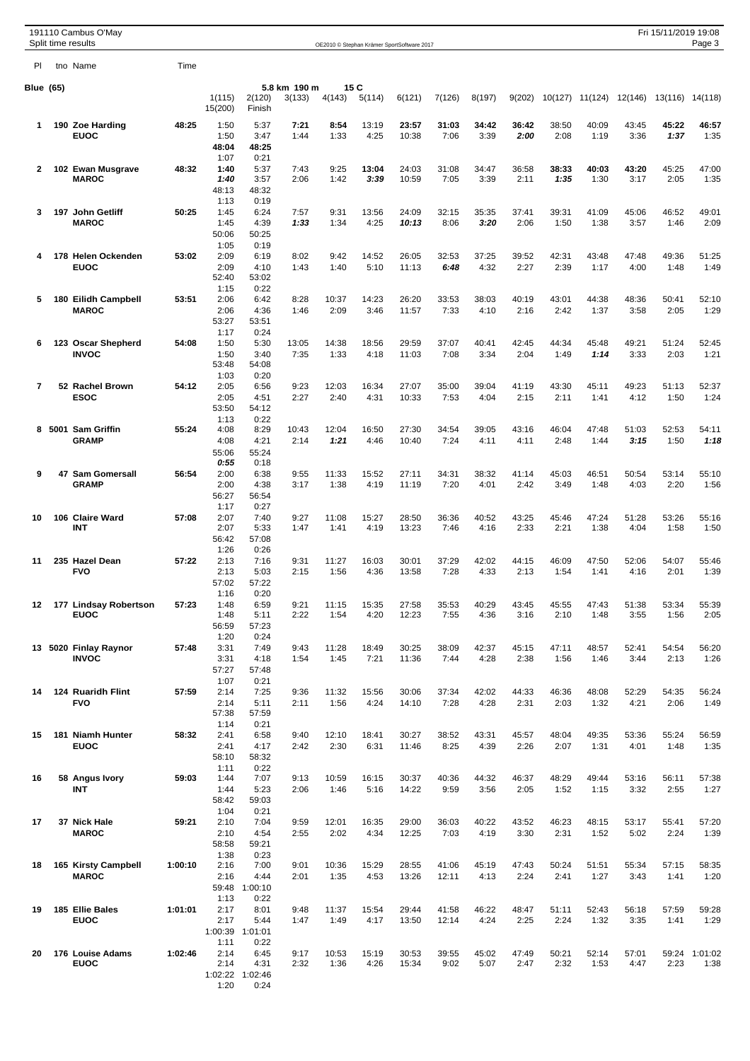191110 Cambus O'May
Split time results

OE2010 © Stephan Krämer SportSoftware 2017

Fri 15/11/2019 19:08

**Blue (65)** — 5.8 km 190 m — 15 C

| Pl | tno | Name | Time | 1(115) / 15(200) | 2(120) / Finish | 3(133) | 4(143) | 5(114) | 6(121) | 7(126) | 8(197) | 9(202) | 10(127) | 11(124) | 12(146) | 13(116) | 14(118) |
|---|---|---|---|---|---|---|---|---|---|---|---|---|---|---|---|---|---|
| 1 | 190 | **Zoe Harding** **EUOC** | 48:25 | 1:50 / 1:50 / 48:04 / 1:07 | 5:37 / 3:47 / 48:25 / 0:21 | **7:21** / 1:44 | **8:54** / 1:33 | 13:19 / 4:25 | 23:57 / 10:38 | **31:03** / 7:06 | **34:42** / 3:39 | **36:42** / ***2:00*** | 38:50 / 2:08 | 40:09 / 1:19 | 43:45 / 3:36 | **45:22** / ***1:37*** | **46:57** / 1:35 |
| 2 | 102 | **Ewan Musgrave** **MAROC** | 48:32 | **1:40** / ***1:40*** / 48:13 / 1:13 | 5:37 / 3:57 / 48:32 / 0:19 | 7:43 / 2:06 | 9:25 / 1:42 | **13:04** / ***3:39*** | 24:03 / 10:59 | 31:08 / 7:05 | 34:47 / 3:39 | 36:58 / 2:11 | **38:33** / ***1:35*** | **40:03** / 1:30 | **43:20** / 3:17 | 45:25 / 2:05 | 47:00 / 1:35 |
| 3 | 197 | **John Getliff** **MAROC** | 50:25 | 1:45 / 1:45 / 50:06 / 1:05 | 6:24 / 4:39 / 50:25 / 0:19 | 7:57 / ***1:33*** | 9:31 / 1:34 | 13:56 / 4:25 | 24:09 / ***10:13*** | 32:15 / 8:06 | 35:35 / ***3:20*** | 37:41 / 2:06 | 39:31 / 1:50 | 41:09 / 1:38 | 45:06 / 3:57 | 46:52 / 1:46 | 49:01 / 2:09 |
| 4 | 178 | **Helen Ockenden** **EUOC** | 53:02 | 2:09 / 2:09 / 52:40 / 1:15 | 6:19 / 4:10 / 53:02 / 0:22 | 8:02 / 1:43 | 9:42 / 1:40 | 14:52 / 5:10 | 26:05 / 11:13 | 32:53 / ***6:48*** | 37:25 / 4:32 | 39:52 / 2:27 | 42:31 / 2:39 | 43:48 / 1:17 | 47:48 / 4:00 | 49:36 / 1:48 | 51:25 / 1:49 |
| 5 | 180 | **Eilidh Campbell** **MAROC** | 53:51 | 2:06 / 2:06 / 53:27 / 1:17 | 6:42 / 4:36 / 53:51 / 0:24 | 8:28 / 1:46 | 10:37 / 2:09 | 14:23 / 3:46 | 26:20 / 11:57 | 33:53 / 7:33 | 38:03 / 4:10 | 40:19 / 2:16 | 43:01 / 2:42 | 44:38 / 1:37 | 48:36 / 3:58 | 50:41 / 2:05 | 52:10 / 1:29 |
| 6 | 123 | **Oscar Shepherd** **INVOC** | 54:08 | 1:50 / 1:50 / 53:48 / 1:03 | 5:30 / 3:40 / 54:08 / 0:20 | 13:05 / 7:35 | 14:38 / 1:33 | 18:56 / 4:18 | 29:59 / 11:03 | 37:07 / 7:08 | 40:41 / 3:34 | 42:45 / 2:04 | 44:34 / 1:49 | 45:48 / ***1:14*** | 49:21 / 3:33 | 51:24 / 2:03 | 52:45 / 1:21 |
| 7 | 52 | **Rachel Brown** **ESOC** | 54:12 | 2:05 / 2:05 / 53:50 / 1:13 | 6:56 / 4:51 / 54:12 / 0:22 | 9:23 / 2:27 | 12:03 / 2:40 | 16:34 / 4:31 | 27:07 / 10:33 | 35:00 / 7:53 | 39:04 / 4:04 | 41:19 / 2:15 | 43:30 / 2:11 | 45:11 / 1:41 | 49:23 / 4:12 | 51:13 / 1:50 | 52:37 / 1:24 |
| 8 | 5001 | **Sam Griffin** **GRAMP** | 55:24 | 4:08 / 4:08 / 55:06 / ***0:55*** | 8:29 / 4:21 / 55:24 / 0:18 | 10:43 / 2:14 | 12:04 / ***1:21*** | 16:50 / 4:46 | 27:30 / 10:40 | 34:54 / 7:24 | 39:05 / 4:11 | 43:16 / 4:11 | 46:04 / 2:48 | 47:48 / 1:44 | 51:03 / ***3:15*** | 52:53 / 1:50 | 54:11 / ***1:18*** |
| 9 | 47 | **Sam Gomersall** **GRAMP** | 56:54 | 2:00 / 2:00 / 56:27 / 1:17 | 6:38 / 4:38 / 56:54 / 0:27 | 9:55 / 3:17 | 11:33 / 1:38 | 15:52 / 4:19 | 27:11 / 11:19 | 34:31 / 7:20 | 38:32 / 4:01 | 41:14 / 2:42 | 45:03 / 3:49 | 46:51 / 1:48 | 50:54 / 4:03 | 53:14 / 2:20 | 55:10 / 1:56 |
| 10 | 106 | **Claire Ward** **INT** | 57:08 | 2:07 / 2:07 / 56:42 / 1:26 | 7:40 / 5:33 / 57:08 / 0:26 | 9:27 / 1:47 | 11:08 / 1:41 | 15:27 / 4:19 | 28:50 / 13:23 | 36:36 / 7:46 | 40:52 / 4:16 | 43:25 / 2:33 | 45:46 / 2:21 | 47:24 / 1:38 | 51:28 / 4:04 | 53:26 / 1:58 | 55:16 / 1:50 |
| 11 | 235 | **Hazel Dean** **FVO** | 57:22 | 2:13 / 2:13 / 57:02 / 1:16 | 7:16 / 5:03 / 57:22 / 0:20 | 9:31 / 2:15 | 11:27 / 1:56 | 16:03 / 4:36 | 30:01 / 13:58 | 37:29 / 7:28 | 42:02 / 4:33 | 44:15 / 2:13 | 46:09 / 1:54 | 47:50 / 1:41 | 52:06 / 4:16 | 54:07 / 2:01 | 55:46 / 1:39 |
| 12 | 177 | **Lindsay Robertson** **EUOC** | 57:23 | 1:48 / 1:48 / 56:59 / 1:20 | 6:59 / 5:11 / 57:23 / 0:24 | 9:21 / 2:22 | 11:15 / 1:54 | 15:35 / 4:20 | 27:58 / 12:23 | 35:53 / 7:55 | 40:29 / 4:36 | 43:45 / 3:16 | 45:55 / 2:10 | 47:43 / 1:48 | 51:38 / 3:55 | 53:34 / 1:56 | 55:39 / 2:05 |
| 13 | 5020 | **Finlay Raynor** **INVOC** | 57:48 | 3:31 / 3:31 / 57:27 / 1:07 | 7:49 / 4:18 / 57:48 / 0:21 | 9:43 / 1:54 | 11:28 / 1:45 | 18:49 / 7:21 | 30:25 / 11:36 | 38:09 / 7:44 | 42:37 / 4:28 | 45:15 / 2:38 | 47:11 / 1:56 | 48:57 / 1:46 | 52:41 / 3:44 | 54:54 / 2:13 | 56:20 / 1:26 |
| 14 | 124 | **Ruaridh Flint** **FVO** | 57:59 | 2:14 / 2:14 / 57:38 / 1:14 | 7:25 / 5:11 / 57:59 / 0:21 | 9:36 / 2:11 | 11:32 / 1:56 | 15:56 / 4:24 | 30:06 / 14:10 | 37:34 / 7:28 | 42:02 / 4:28 | 44:33 / 2:31 | 46:36 / 2:03 | 48:08 / 1:32 | 52:29 / 4:21 | 54:35 / 2:06 | 56:24 / 1:49 |
| 15 | 181 | **Niamh Hunter** **EUOC** | 58:32 | 2:41 / 2:41 / 58:10 / 1:11 | 6:58 / 4:17 / 58:32 / 0:22 | 9:40 / 2:42 | 12:10 / 2:30 | 18:41 / 6:31 | 30:27 / 11:46 | 38:52 / 8:25 | 43:31 / 4:39 | 45:57 / 2:26 | 48:04 / 2:07 | 49:35 / 1:31 | 53:36 / 4:01 | 55:24 / 1:48 | 56:59 / 1:35 |
| 16 | 58 | **Angus Ivory** **INT** | 59:03 | 1:44 / 1:44 / 58:42 / 1:04 | 7:07 / 5:23 / 59:03 / 0:21 | 9:13 / 2:06 | 10:59 / 1:46 | 16:15 / 5:16 | 30:37 / 14:22 | 40:36 / 9:59 | 44:32 / 3:56 | 46:37 / 2:05 | 48:29 / 1:52 | 49:44 / 1:15 | 53:16 / 3:32 | 56:11 / 2:55 | 57:38 / 1:27 |
| 17 | 37 | **Nick Hale** **MAROC** | 59:21 | 2:10 / 2:10 / 58:58 / 1:38 | 7:04 / 4:54 / 59:21 / 0:23 | 9:59 / 2:55 | 12:01 / 2:02 | 16:35 / 4:34 | 29:00 / 12:25 | 36:03 / 7:03 | 40:22 / 4:19 | 43:52 / 3:30 | 46:23 / 2:31 | 48:15 / 1:52 | 53:17 / 5:02 | 55:41 / 2:24 | 57:20 / 1:39 |
| 18 | 165 | **Kirsty Campbell** **MAROC** | 1:00:10 | 2:16 / 2:16 / 59:48 / 1:13 | 7:00 / 4:44 / 1:00:10 / 0:22 | 9:01 / 2:01 | 10:36 / 1:35 | 15:29 / 4:53 | 28:55 / 13:26 | 41:06 / 12:11 | 45:19 / 4:13 | 47:43 / 2:24 | 50:24 / 2:41 | 51:51 / 1:27 | 55:34 / 3:43 | 57:15 / 1:41 | 58:35 / 1:20 |
| 19 | 185 | **Ellie Bales** **EUOC** | 1:01:01 | 2:17 / 2:17 / 1:00:39 / 1:11 | 8:01 / 5:44 / 1:01:01 / 0:22 | 9:48 / 1:47 | 11:37 / 1:49 | 15:54 / 4:17 | 29:44 / 13:50 | 41:58 / 12:14 | 46:22 / 4:24 | 48:47 / 2:25 | 51:11 / 2:24 | 52:43 / 1:32 | 56:18 / 3:35 | 57:59 / 1:41 | 59:28 / 1:29 |
| 20 | 176 | **Louise Adams** **EUOC** | 1:02:46 | 2:14 / 2:14 / 1:02:22 / 1:20 | 6:45 / 4:31 / 1:02:46 / 0:24 | 9:17 / 2:32 | 10:53 / 1:36 | 15:19 / 4:26 | 30:53 / 15:34 | 39:55 / 9:02 | 45:02 / 5:07 | 47:49 / 2:47 | 50:21 / 2:32 | 52:14 / 1:53 | 57:01 / 4:47 | 59:24 / 2:23 | 1:01:02 / 1:38 |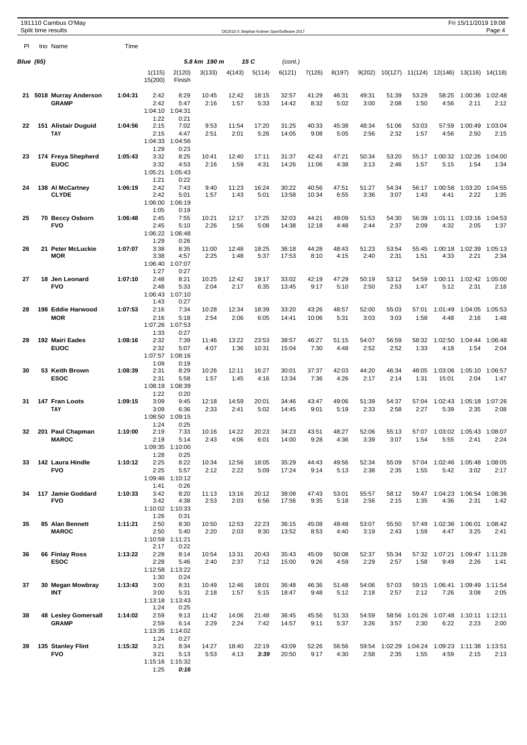191110 Cambus O'May
Split time results

OE2010 © Stephan Krämer SportSoftware 2017

Fri 15/11/2019 19:08

## Blue (65)

5.8 km 190 m 15 C (cont.)

| Pl | tno | Name | Time | 1(115) | 2(120) | 3(133) | 4(143) | 5(114) | 6(121) | 7(126) | 8(197) | 9(202) | 10(127) | 11(124) | 12(146) | 13(116) | 14(118) | 15(200) | Finish |
|---|---|---|---|---|---|---|---|---|---|---|---|---|---|---|---|---|---|---|---|
| 21 | 5018 | Murray Anderson GRAMP | 1:04:31 | 2:42 | 8:29 | 10:45 | 12:42 | 18:15 | 32:57 | 41:29 | 46:31 | 49:31 | 51:39 | 53:29 | 58:25 | 1:00:36 | 1:02:48 | 1:04:10 | 1:04:31 |
| | | | | 2:42 | 5:47 | 2:16 | 1:57 | 5:33 | 14:42 | 8:32 | 5:02 | 3:00 | 2:08 | 1:50 | 4:56 | 2:11 | 2:12 | 1:22 | 0:21 |
| 22 | 151 | Alistair Duguid TAY | 1:04:56 | 2:15 | 7:02 | 9:53 | 11:54 | 17:20 | 31:25 | 40:33 | 45:38 | 48:34 | 51:06 | 53:03 | 57:59 | 1:00:49 | 1:03:04 | 1:04:33 | 1:04:56 |
| | | | | 2:15 | 4:47 | 2:51 | 2:01 | 5:26 | 14:05 | 9:08 | 5:05 | 2:56 | 2:32 | 1:57 | 4:56 | 2:50 | 2:15 | 1:29 | 0:23 |
| 23 | 174 | Freya Shepherd EUOC | 1:05:43 | 3:32 | 8:25 | 10:41 | 12:40 | 17:11 | 31:37 | 42:43 | 47:21 | 50:34 | 53:20 | 55:17 | 1:00:32 | 1:02:26 | 1:04:00 | 1:05:21 | 1:05:43 |
| | | | | 3:32 | 4:53 | 2:16 | 1:59 | 4:31 | 14:26 | 11:06 | 4:38 | 3:13 | 2:46 | 1:57 | 5:15 | 1:54 | 1:34 | 1:21 | 0:22 |
| 24 | 138 | Al McCartney CLYDE | 1:06:19 | 2:42 | 7:43 | 9:40 | 11:23 | 16:24 | 30:22 | 40:56 | 47:51 | 51:27 | 54:34 | 56:17 | 1:00:58 | 1:03:20 | 1:04:55 | 1:06:00 | 1:06:19 |
| | | | | 2:42 | 5:01 | 1:57 | 1:43 | 5:01 | 13:58 | 10:34 | 6:55 | 3:36 | 3:07 | 1:43 | 4:41 | 2:22 | 1:35 | 1:05 | 0:19 |
| 25 | 70 | Beccy Osborn FVO | 1:06:48 | 2:45 | 7:55 | 10:21 | 12:17 | 17:25 | 32:03 | 44:21 | 49:09 | 51:53 | 54:30 | 56:39 | 1:01:11 | 1:03:16 | 1:04:53 | 1:06:22 | 1:06:48 |
| | | | | 2:45 | 5:10 | 2:26 | 1:56 | 5:08 | 14:38 | 12:18 | 4:48 | 2:44 | 2:37 | 2:09 | 4:32 | 2:05 | 1:37 | 1:29 | 0:26 |
| 26 | 21 | Peter McLuckie MOR | 1:07:07 | 3:38 | 8:35 | 11:00 | 12:48 | 18:25 | 36:18 | 44:28 | 48:43 | 51:23 | 53:54 | 55:45 | 1:00:18 | 1:02:39 | 1:05:13 | 1:06:40 | 1:07:07 |
| | | | | 3:38 | 4:57 | 2:25 | 1:48 | 5:37 | 17:53 | 8:10 | 4:15 | 2:40 | 2:31 | 1:51 | 4:33 | 2:21 | 2:34 | 1:27 | 0:27 |
| 27 | 18 | Jen Leonard FVO | 1:07:10 | 2:48 | 8:21 | 10:25 | 12:42 | 19:17 | 33:02 | 42:19 | 47:29 | 50:19 | 53:12 | 54:59 | 1:00:11 | 1:02:42 | 1:05:00 | 1:06:43 | 1:07:10 |
| | | | | 2:48 | 5:33 | 2:04 | 2:17 | 6:35 | 13:45 | 9:17 | 5:10 | 2:50 | 2:53 | 1:47 | 5:12 | 2:31 | 2:18 | 1:43 | 0:27 |
| 28 | 198 | Eddie Harwood MOR | 1:07:53 | 2:16 | 7:34 | 10:28 | 12:34 | 18:39 | 33:20 | 43:26 | 48:57 | 52:00 | 55:03 | 57:01 | 1:01:49 | 1:04:05 | 1:05:53 | 1:07:26 | 1:07:53 |
| | | | | 2:16 | 5:18 | 2:54 | 2:06 | 6:05 | 14:41 | 10:06 | 5:31 | 3:03 | 3:03 | 1:58 | 4:48 | 2:16 | 1:48 | 1:33 | 0:27 |
| 29 | 192 | Mairi Eades EUOC | 1:08:16 | 2:32 | 7:39 | 11:46 | 13:22 | 23:53 | 38:57 | 46:27 | 51:15 | 54:07 | 56:59 | 58:32 | 1:02:50 | 1:04:44 | 1:06:48 | 1:07:57 | 1:08:16 |
| | | | | 2:32 | 5:07 | 4:07 | 1:36 | 10:31 | 15:04 | 7:30 | 4:48 | 2:52 | 2:52 | 1:33 | 4:18 | 1:54 | 2:04 | 1:09 | 0:19 |
| 30 | 53 | Keith Brown ESOC | 1:08:39 | 2:31 | 8:29 | 10:26 | 12:11 | 16:27 | 30:01 | 37:37 | 42:03 | 44:20 | 46:34 | 48:05 | 1:03:06 | 1:05:10 | 1:06:57 | 1:08:19 | 1:08:39 |
| | | | | 2:31 | 5:58 | 1:57 | 1:45 | 4:16 | 13:34 | 7:36 | 4:26 | 2:17 | 2:14 | 1:31 | 15:01 | 2:04 | 1:47 | 1:22 | 0:20 |
| 31 | 147 | Fran Loots TAY | 1:09:15 | 3:09 | 9:45 | 12:18 | 14:59 | 20:01 | 34:46 | 43:47 | 49:06 | 51:39 | 54:37 | 57:04 | 1:02:43 | 1:05:18 | 1:07:26 | 1:08:50 | 1:09:15 |
| | | | | 3:09 | 6:36 | 2:33 | 2:41 | 5:02 | 14:45 | 9:01 | 5:19 | 2:33 | 2:58 | 2:27 | 5:39 | 2:35 | 2:08 | 1:24 | 0:25 |
| 32 | 201 | Paul Chapman MAROC | 1:10:00 | 2:19 | 7:33 | 10:16 | 14:22 | 20:23 | 34:23 | 43:51 | 48:27 | 52:06 | 55:13 | 57:07 | 1:03:02 | 1:05:43 | 1:08:07 | 1:09:35 | 1:10:00 |
| | | | | 2:19 | 5:14 | 2:43 | 4:06 | 6:01 | 14:00 | 9:28 | 4:36 | 3:39 | 3:07 | 1:54 | 5:55 | 2:41 | 2:24 | 1:28 | 0:25 |
| 33 | 142 | Laura Hindle FVO | 1:10:12 | 2:25 | 8:22 | 10:34 | 12:56 | 18:05 | 35:29 | 44:43 | 49:56 | 52:34 | 55:09 | 57:04 | 1:02:46 | 1:05:48 | 1:08:05 | 1:09:46 | 1:10:12 |
| | | | | 2:25 | 5:57 | 2:12 | 2:22 | 5:09 | 17:24 | 9:14 | 5:13 | 2:38 | 2:35 | 1:55 | 5:42 | 3:02 | 2:17 | 1:41 | 0:26 |
| 34 | 117 | Jamie Goddard FVO | 1:10:33 | 3:42 | 8:20 | 11:13 | 13:16 | 20:12 | 38:08 | 47:43 | 53:01 | 55:57 | 58:12 | 59:47 | 1:04:23 | 1:06:54 | 1:08:36 | 1:10:02 | 1:10:33 |
| | | | | 3:42 | 4:38 | 2:53 | 2:03 | 6:56 | 17:56 | 9:35 | 5:18 | 2:56 | 2:15 | 1:35 | 4:36 | 2:31 | 1:42 | 1:26 | 0:31 |
| 35 | 85 | Alan Bennett MAROC | 1:11:21 | 2:50 | 8:30 | 10:50 | 12:53 | 22:23 | 36:15 | 45:08 | 49:48 | 53:07 | 55:50 | 57:49 | 1:02:36 | 1:06:01 | 1:08:42 | 1:10:59 | 1:11:21 |
| | | | | 2:50 | 5:40 | 2:20 | 2:03 | 9:30 | 13:52 | 8:53 | 4:40 | 3:19 | 2:43 | 1:59 | 4:47 | 3:25 | 2:41 | 2:17 | 0:22 |
| 36 | 66 | Finlay Ross ESOC | 1:13:22 | 2:28 | 8:14 | 10:54 | 13:31 | 20:43 | 35:43 | 45:09 | 50:08 | 52:37 | 55:34 | 57:32 | 1:07:21 | 1:09:47 | 1:11:28 | 1:12:58 | 1:13:22 |
| | | | | 2:28 | 5:46 | 2:40 | 2:37 | 7:12 | 15:00 | 9:26 | 4:59 | 2:29 | 2:57 | 1:58 | 9:49 | 2:26 | 1:41 | 1:30 | 0:24 |
| 37 | 30 | Megan Mowbray INT | 1:13:43 | 3:00 | 8:31 | 10:49 | 12:46 | 18:01 | 36:48 | 46:36 | 51:48 | 54:06 | 57:03 | 59:15 | 1:06:41 | 1:09:49 | 1:11:54 | 1:13:18 | 1:13:43 |
| | | | | 3:00 | 5:31 | 2:18 | 1:57 | 5:15 | 18:47 | 9:48 | 5:12 | 2:18 | 2:57 | 2:12 | 7:26 | 3:08 | 2:05 | 1:24 | 0:25 |
| 38 | 48 | Lesley Gomersall GRAMP | 1:14:02 | 2:59 | 9:13 | 11:42 | 14:06 | 21:48 | 36:45 | 45:56 | 51:33 | 54:59 | 58:56 | 1:01:26 | 1:07:48 | 1:10:11 | 1:12:11 | 1:13:35 | 1:14:02 |
| | | | | 2:59 | 6:14 | 2:29 | 2:24 | 7:42 | 14:57 | 9:11 | 5:37 | 3:26 | 3:57 | 2:30 | 6:22 | 2:23 | 2:00 | 1:24 | 0:27 |
| 39 | 135 | Stanley Flint FVO | 1:15:32 | 3:21 | 8:34 | 14:27 | 18:40 | 22:19 | 43:09 | 52:26 | 56:56 | 59:54 | 1:02:29 | 1:04:24 | 1:09:23 | 1:11:38 | 1:13:51 | 1:15:16 | 1:15:32 |
| | | | | 3:21 | 5:13 | 5:53 | 4:13 | *3:39* | 20:50 | 9:17 | 4:30 | 2:58 | 2:35 | 1:55 | 4:59 | 2:15 | 2:13 | 1:25 | *0:16* |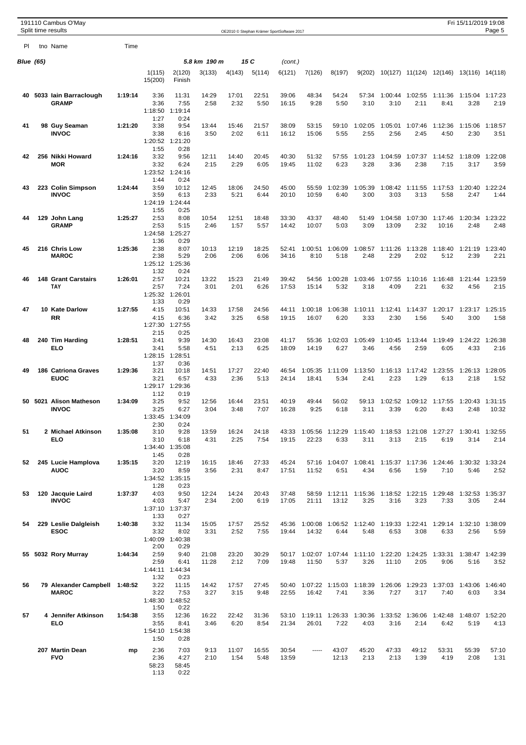191110 Cambus O'May
Split time results

OE2010 © Stephan Krämer SportSoftware 2017

Fri 15/11/2019 19:08

**Blue (65)** 5.8 km 190 m 15 C (cont.)

| Pl | tno | Name | Time | 1(115) | 2(120) | 3(133) | 4(143) | 5(114) | 6(121) | 7(126) | 8(197) | 9(202) | 10(127) | 11(124) | 12(146) | 13(116) | 14(118) |
|---|---|---|---|---|---|---|---|---|---|---|---|---|---|---|---|---|---|
| | | | | 15(200) | Finish | | | | | | | | | | | | |
| 40 | 5033 | Iain Barraclough | 1:19:14 | 3:36 | 11:31 | 14:29 | 17:01 | 22:51 | 39:06 | 48:34 | 54:24 | 57:34 | 1:00:44 | 1:02:55 | 1:11:36 | 1:15:04 | 1:17:23 |
| | | GRAMP | | 3:36 | 7:55 | 2:58 | 2:32 | 5:50 | 16:15 | 9:28 | 5:50 | 3:10 | 3:10 | 2:11 | 8:41 | 3:28 | 2:19 |
| | | | | 1:18:50 | 1:19:14 | | | | | | | | | | | | |
| | | | | 1:27 | 0:24 | | | | | | | | | | | | |
| 41 | 98 | Guy Seaman | 1:21:20 | 3:38 | 9:54 | 13:44 | 15:46 | 21:57 | 38:09 | 53:15 | 59:10 | 1:02:05 | 1:05:01 | 1:07:46 | 1:12:36 | 1:15:06 | 1:18:57 |
| | | INVOC | | 3:38 | 6:16 | 3:50 | 2:02 | 6:11 | 16:12 | 15:06 | 5:55 | 2:55 | 2:56 | 2:45 | 4:50 | 2:30 | 3:51 |
| | | | | 1:20:52 | 1:21:20 | | | | | | | | | | | | |
| | | | | 1:55 | 0:28 | | | | | | | | | | | | |
| 42 | 256 | Nikki Howard | 1:24:16 | 3:32 | 9:56 | 12:11 | 14:40 | 20:45 | 40:30 | 51:32 | 57:55 | 1:01:23 | 1:04:59 | 1:07:37 | 1:14:52 | 1:18:09 | 1:22:08 |
| | | MOR | | 3:32 | 6:24 | 2:15 | 2:29 | 6:05 | 19:45 | 11:02 | 6:23 | 3:28 | 3:36 | 2:38 | 7:15 | 3:17 | 3:59 |
| | | | | 1:23:52 | 1:24:16 | | | | | | | | | | | | |
| | | | | 1:44 | 0:24 | | | | | | | | | | | | |
| 43 | 223 | Colin Simpson | 1:24:44 | 3:59 | 10:12 | 12:45 | 18:06 | 24:50 | 45:00 | 55:59 | 1:02:39 | 1:05:39 | 1:08:42 | 1:11:55 | 1:17:53 | 1:20:40 | 1:22:24 |
| | | INVOC | | 3:59 | 6:13 | 2:33 | 5:21 | 6:44 | 20:10 | 10:59 | 6:40 | 3:00 | 3:03 | 3:13 | 5:58 | 2:47 | 1:44 |
| | | | | 1:24:19 | 1:24:44 | | | | | | | | | | | | |
| | | | | 1:55 | 0:25 | | | | | | | | | | | | |
| 44 | 129 | John Lang | 1:25:27 | 2:53 | 8:08 | 10:54 | 12:51 | 18:48 | 33:30 | 43:37 | 48:40 | 51:49 | 1:04:58 | 1:07:30 | 1:17:46 | 1:20:34 | 1:23:22 |
| | | GRAMP | | 2:53 | 5:15 | 2:46 | 1:57 | 5:57 | 14:42 | 10:07 | 5:03 | 3:09 | 13:09 | 2:32 | 10:16 | 2:48 | 2:48 |
| | | | | 1:24:58 | 1:25:27 | | | | | | | | | | | | |
| | | | | 1:36 | 0:29 | | | | | | | | | | | | |
| 45 | 216 | Chris Low | 1:25:36 | 2:38 | 8:07 | 10:13 | 12:19 | 18:25 | 52:41 | 1:00:51 | 1:06:09 | 1:08:57 | 1:11:26 | 1:13:28 | 1:18:40 | 1:21:19 | 1:23:40 |
| | | MAROC | | 2:38 | 5:29 | 2:06 | 2:06 | 6:06 | 34:16 | 8:10 | 5:18 | 2:48 | 2:29 | 2:02 | 5:12 | 2:39 | 2:21 |
| | | | | 1:25:12 | 1:25:36 | | | | | | | | | | | | |
| | | | | 1:32 | 0:24 | | | | | | | | | | | | |
| 46 | 148 | Grant Carstairs | 1:26:01 | 2:57 | 10:21 | 13:22 | 15:23 | 21:49 | 39:42 | 54:56 | 1:00:28 | 1:03:46 | 1:07:55 | 1:10:16 | 1:16:48 | 1:21:44 | 1:23:59 |
| | | TAY | | 2:57 | 7:24 | 3:01 | 2:01 | 6:26 | 17:53 | 15:14 | 5:32 | 3:18 | 4:09 | 2:21 | 6:32 | 4:56 | 2:15 |
| | | | | 1:25:32 | 1:26:01 | | | | | | | | | | | | |
| | | | | 1:33 | 0:29 | | | | | | | | | | | | |
| 47 | 10 | Kate Darlow | 1:27:55 | 4:15 | 10:51 | 14:33 | 17:58 | 24:56 | 44:11 | 1:00:18 | 1:06:38 | 1:10:11 | 1:12:41 | 1:14:37 | 1:20:17 | 1:23:17 | 1:25:15 |
| | | RR | | 4:15 | 6:36 | 3:42 | 3:25 | 6:58 | 19:15 | 16:07 | 6:20 | 3:33 | 2:30 | 1:56 | 5:40 | 3:00 | 1:58 |
| | | | | 1:27:30 | 1:27:55 | | | | | | | | | | | | |
| | | | | 2:15 | 0:25 | | | | | | | | | | | | |
| 48 | 240 | Tim Harding | 1:28:51 | 3:41 | 9:39 | 14:30 | 16:43 | 23:08 | 41:17 | 55:36 | 1:02:03 | 1:05:49 | 1:10:45 | 1:13:44 | 1:19:49 | 1:24:22 | 1:26:38 |
| | | ELO | | 3:41 | 5:58 | 4:51 | 2:13 | 6:25 | 18:09 | 14:19 | 6:27 | 3:46 | 4:56 | 2:59 | 6:05 | 4:33 | 2:16 |
| | | | | 1:28:15 | 1:28:51 | | | | | | | | | | | | |
| | | | | 1:37 | 0:36 | | | | | | | | | | | | |
| 49 | 186 | Catriona Graves | 1:29:36 | 3:21 | 10:18 | 14:51 | 17:27 | 22:40 | 46:54 | 1:05:35 | 1:11:09 | 1:13:50 | 1:16:13 | 1:17:42 | 1:23:55 | 1:26:13 | 1:28:05 |
| | | EUOC | | 3:21 | 6:57 | 4:33 | 2:36 | 5:13 | 24:14 | 18:41 | 5:34 | 2:41 | 2:23 | 1:29 | 6:13 | 2:18 | 1:52 |
| | | | | 1:29:17 | 1:29:36 | | | | | | | | | | | | |
| | | | | 1:12 | 0:19 | | | | | | | | | | | | |
| 50 | 5021 | Alison Matheson | 1:34:09 | 3:25 | 9:52 | 12:56 | 16:44 | 23:51 | 40:19 | 49:44 | 56:02 | 59:13 | 1:02:52 | 1:09:12 | 1:17:55 | 1:20:43 | 1:31:15 |
| | | INVOC | | 3:25 | 6:27 | 3:04 | 3:48 | 7:07 | 16:28 | 9:25 | 6:18 | 3:11 | 3:39 | 6:20 | 8:43 | 2:48 | 10:32 |
| | | | | 1:33:45 | 1:34:09 | | | | | | | | | | | | |
| | | | | 2:30 | 0:24 | | | | | | | | | | | | |
| 51 | 2 | Michael Atkinson | 1:35:08 | 3:10 | 9:28 | 13:59 | 16:24 | 24:18 | 43:33 | 1:05:56 | 1:12:29 | 1:15:40 | 1:18:53 | 1:21:08 | 1:27:27 | 1:30:41 | 1:32:55 |
| | | ELO | | 3:10 | 6:18 | 4:31 | 2:25 | 7:54 | 19:15 | 22:23 | 6:33 | 3:11 | 3:13 | 2:15 | 6:19 | 3:14 | 2:14 |
| | | | | 1:34:40 | 1:35:08 | | | | | | | | | | | | |
| | | | | 1:45 | 0:28 | | | | | | | | | | | | |
| 52 | 245 | Lucie Hamplova | 1:35:15 | 3:20 | 12:19 | 16:15 | 18:46 | 27:33 | 45:24 | 57:16 | 1:04:07 | 1:08:41 | 1:15:37 | 1:17:36 | 1:24:46 | 1:30:32 | 1:33:24 |
| | | AUOC | | 3:20 | 8:59 | 3:56 | 2:31 | 8:47 | 17:51 | 11:52 | 6:51 | 4:34 | 6:56 | 1:59 | 7:10 | 5:46 | 2:52 |
| | | | | 1:34:52 | 1:35:15 | | | | | | | | | | | | |
| | | | | 1:28 | 0:23 | | | | | | | | | | | | |
| 53 | 120 | Jacquie Laird | 1:37:37 | 4:03 | 9:50 | 12:24 | 14:24 | 20:43 | 37:48 | 58:59 | 1:12:11 | 1:15:36 | 1:18:52 | 1:22:15 | 1:29:48 | 1:32:53 | 1:35:37 |
| | | INVOC | | 4:03 | 5:47 | 2:34 | 2:00 | 6:19 | 17:05 | 21:11 | 13:12 | 3:25 | 3:16 | 3:23 | 7:33 | 3:05 | 2:44 |
| | | | | 1:37:10 | 1:37:37 | | | | | | | | | | | | |
| | | | | 1:33 | 0:27 | | | | | | | | | | | | |
| 54 | 229 | Leslie Dalgleish | 1:40:38 | 3:32 | 11:34 | 15:05 | 17:57 | 25:52 | 45:36 | 1:00:08 | 1:06:52 | 1:12:40 | 1:19:33 | 1:22:41 | 1:29:14 | 1:32:10 | 1:38:09 |
| | | ESOC | | 3:32 | 8:02 | 3:31 | 2:52 | 7:55 | 19:44 | 14:32 | 6:44 | 5:48 | 6:53 | 3:08 | 6:33 | 2:56 | 5:59 |
| | | | | 1:40:09 | 1:40:38 | | | | | | | | | | | | |
| | | | | 2:00 | 0:29 | | | | | | | | | | | | |
| 55 | 5032 | Rory Murray | 1:44:34 | 2:59 | 9:40 | 21:08 | 23:20 | 30:29 | 50:17 | 1:02:07 | 1:07:44 | 1:11:10 | 1:22:20 | 1:24:25 | 1:33:31 | 1:38:47 | 1:42:39 |
| | | | | 2:59 | 6:41 | 11:28 | 2:12 | 7:09 | 19:48 | 11:50 | 5:37 | 3:26 | 11:10 | 2:05 | 9:06 | 5:16 | 3:52 |
| | | | | 1:44:11 | 1:44:34 | | | | | | | | | | | | |
| | | | | 1:32 | 0:23 | | | | | | | | | | | | |
| 56 | 79 | Alexander Campbell | 1:48:52 | 3:22 | 11:15 | 14:42 | 17:57 | 27:45 | 50:40 | 1:07:22 | 1:15:03 | 1:18:39 | 1:26:06 | 1:29:23 | 1:37:03 | 1:43:06 | 1:46:40 |
| | | MAROC | | 3:22 | 7:53 | 3:27 | 3:15 | 9:48 | 22:55 | 16:42 | 7:41 | 3:36 | 7:27 | 3:17 | 7:40 | 6:03 | 3:34 |
| | | | | 1:48:30 | 1:48:52 | | | | | | | | | | | | |
| | | | | 1:50 | 0:22 | | | | | | | | | | | | |
| 57 | 4 | Jennifer Atkinson | 1:54:38 | 3:55 | 12:36 | 16:22 | 22:42 | 31:36 | 53:10 | 1:19:11 | 1:26:33 | 1:30:36 | 1:33:52 | 1:36:06 | 1:42:48 | 1:48:07 | 1:52:20 |
| | | ELO | | 3:55 | 8:41 | 3:46 | 6:20 | 8:54 | 21:34 | 26:01 | 7:22 | 4:03 | 3:16 | 2:14 | 6:42 | 5:19 | 4:13 |
| | | | | 1:54:10 | 1:54:38 | | | | | | | | | | | | |
| | | | | 1:50 | 0:28 | | | | | | | | | | | | |
| | 207 | Martin Dean | mp | 2:36 | 7:03 | 9:13 | 11:07 | 16:55 | 30:54 | ----- | 43:07 | 45:20 | 47:33 | 49:12 | 53:31 | 55:39 | 57:10 |
| | | FVO | | 2:36 | 4:27 | 2:10 | 1:54 | 5:48 | 13:59 | | 12:13 | 2:13 | 2:13 | 1:39 | 4:19 | 2:08 | 1:31 |
| | | | | 58:23 | 58:45 | | | | | | | | | | | | |
| | | | | 1:13 | 0:22 | | | | | | | | | | | | |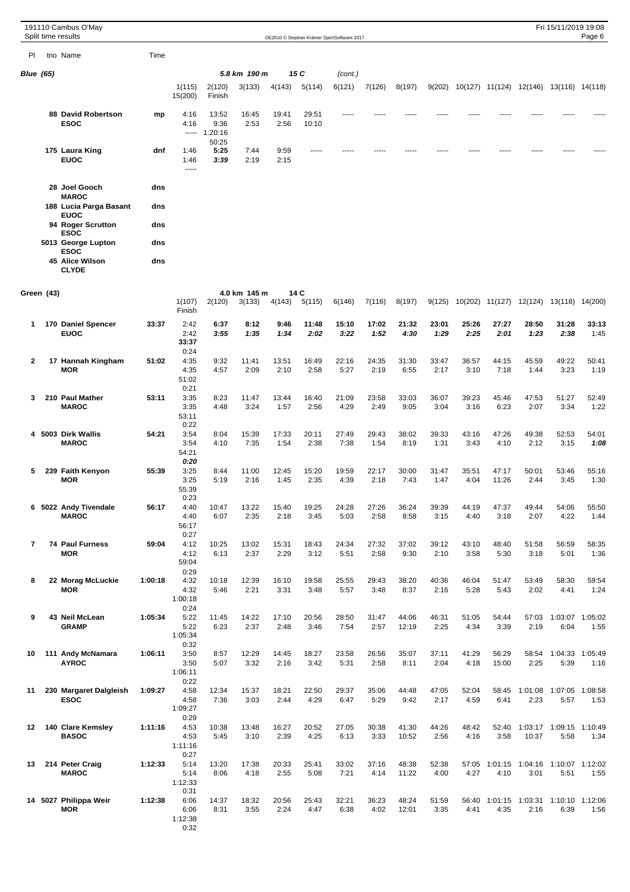191110 Cambus O'May
Split time results

OE2010 © Stephan Krämer SportSoftware 2017

Fri 15/11/2019 19:08

## Blue (65)

5.8 km 190 m 15 C (cont.)

| Pl | tno | Name | Time | 1(115) | 2(120) | 3(133) | 4(143) | 5(114) | 6(121) | 7(126) | 8(197) | 9(202) | 10(127) | 11(124) | 12(146) | 13(116) | 14(118) |
|---|---|---|---|---|---|---|---|---|---|---|---|---|---|---|---|---|---|
| | | | | 15(200) | Finish | | | | | | | | | | | | |
| | 88 | David Robertson ESOC | mp | 4:16 | 13:52 | 16:45 | 19:41 | 29:51 | ----- | ----- | ----- | ----- | ----- | ----- | ----- | ----- | ----- |
| | | | | 4:16 | 9:36 | 2:53 | 2:56 | 10:10 | | | | | | | | | |
| | | | | ----- | 1:20:16 | | | | | | | | | | | | |
| | | | | | 50:25 | | | | | | | | | | | | |
| | 175 | Laura King EUOC | dnf | 1:46 | **5:25** | 7:44 | 9:59 | ----- | ----- | ----- | ----- | ----- | ----- | ----- | ----- | ----- | ----- |
| | | | | 1:46 | ***3:39*** | 2:19 | 2:15 | | | | | | | | | | |
| | | | | ----- | | | | | | | | | | | | | |
| | 28 | Joel Gooch MAROC | dns | | | | | | | | | | | | | | |
| | 188 | Lucia Parga Basant EUOC | dns | | | | | | | | | | | | | | |
| | 94 | Roger Scrutton ESOC | dns | | | | | | | | | | | | | | |
| | 5013 | George Lupton ESOC | dns | | | | | | | | | | | | | | |
| | 45 | Alice Wilson CLYDE | dns | | | | | | | | | | | | | | |

## Green (43)

4.0 km 145 m 14 C

| Pl | tno | Name | Time | 1(107) | 2(120) | 3(133) | 4(143) | 5(115) | 6(146) | 7(116) | 8(197) | 9(125) | 10(202) | 11(127) | 12(124) | 13(118) | 14(200) |
|---|---|---|---|---|---|---|---|---|---|---|---|---|---|---|---|---|---|
| | | | | Finish | | | | | | | | | | | | | |
| 1 | 170 | Daniel Spencer EUOC | 33:37 | 2:42 | **6:37** | **8:12** | **9:46** | **11:48** | **15:10** | **17:02** | **21:32** | **23:01** | **25:26** | **27:27** | **28:50** | **31:28** | **33:13** |
| | | | | 2:42 | ***3:55*** | ***1:35*** | ***1:34*** | ***2:02*** | ***3:22*** | ***1:52*** | ***4:30*** | ***1:29*** | ***2:25*** | ***2:01*** | ***1:23*** | ***2:38*** | 1:45 |
| | | | | 33:37 | | | | | | | | | | | | | |
| | | | | 0:24 | | | | | | | | | | | | | |
| 2 | 17 | Hannah Kingham MOR | 51:02 | 4:35 | 9:32 | 11:41 | 13:51 | 16:49 | 22:16 | 24:35 | 31:30 | 33:47 | 36:57 | 44:15 | 45:59 | 49:22 | 50:41 |
| | | | | 4:35 | 4:57 | 2:09 | 2:10 | 2:58 | 5:27 | 2:19 | 6:55 | 2:17 | 3:10 | 7:18 | 1:44 | 3:23 | 1:19 |
| | | | | 51:02 | | | | | | | | | | | | | |
| | | | | 0:21 | | | | | | | | | | | | | |
| 3 | 210 | Paul Mather MAROC | 53:11 | 3:35 | 8:23 | 11:47 | 13:44 | 16:40 | 21:09 | 23:58 | 33:03 | 36:07 | 39:23 | 45:46 | 47:53 | 51:27 | 52:49 |
| | | | | 3:35 | 4:48 | 3:24 | 1:57 | 2:56 | 4:29 | 2:49 | 9:05 | 3:04 | 3:16 | 6:23 | 2:07 | 3:34 | 1:22 |
| | | | | 53:11 | | | | | | | | | | | | | |
| | | | | 0:22 | | | | | | | | | | | | | |
| 4 | 5003 | Dirk Wallis MAROC | 54:21 | 3:54 | 8:04 | 15:39 | 17:33 | 20:11 | 27:49 | 29:43 | 38:02 | 39:33 | 43:16 | 47:26 | 49:38 | 52:53 | 54:01 |
| | | | | 3:54 | 4:10 | 7:35 | 1:54 | 2:38 | 7:38 | 1:54 | 8:19 | 1:31 | 3:43 | 4:10 | 2:12 | 3:15 | ***1:08*** |
| | | | | 54:21 | | | | | | | | | | | | | |
| | | | | ***0:20*** | | | | | | | | | | | | | |
| 5 | 239 | Faith Kenyon MOR | 55:39 | 3:25 | 8:44 | 11:00 | 12:45 | 15:20 | 19:59 | 22:17 | 30:00 | 31:47 | 35:51 | 47:17 | 50:01 | 53:46 | 55:16 |
| | | | | 3:25 | 5:19 | 2:16 | 1:45 | 2:35 | 4:39 | 2:18 | 7:43 | 1:47 | 4:04 | 11:26 | 2:44 | 3:45 | 1:30 |
| | | | | 55:39 | | | | | | | | | | | | | |
| | | | | 0:23 | | | | | | | | | | | | | |
| 6 | 5022 | Andy Tivendale MAROC | 56:17 | 4:40 | 10:47 | 13:22 | 15:40 | 19:25 | 24:28 | 27:26 | 36:24 | 39:39 | 44:19 | 47:37 | 49:44 | 54:06 | 55:50 |
| | | | | 4:40 | 6:07 | 2:35 | 2:18 | 3:45 | 5:03 | 2:58 | 8:58 | 3:15 | 4:40 | 3:18 | 2:07 | 4:22 | 1:44 |
| | | | | 56:17 | | | | | | | | | | | | | |
| | | | | 0:27 | | | | | | | | | | | | | |
| 7 | 74 | Paul Furness MOR | 59:04 | 4:12 | 10:25 | 13:02 | 15:31 | 18:43 | 24:34 | 27:32 | 37:02 | 39:12 | 43:10 | 48:40 | 51:58 | 56:59 | 58:35 |
| | | | | 4:12 | 6:13 | 2:37 | 2:29 | 3:12 | 5:51 | 2:58 | 9:30 | 2:10 | 3:58 | 5:30 | 3:18 | 5:01 | 1:36 |
| | | | | 59:04 | | | | | | | | | | | | | |
| | | | | 0:29 | | | | | | | | | | | | | |
| 8 | 22 | Morag McLuckie MOR | 1:00:18 | 4:32 | 10:18 | 12:39 | 16:10 | 19:58 | 25:55 | 29:43 | 38:20 | 40:36 | 46:04 | 51:47 | 53:49 | 58:30 | 59:54 |
| | | | | 4:32 | 5:46 | 2:21 | 3:31 | 3:48 | 5:57 | 3:48 | 8:37 | 2:16 | 5:28 | 5:43 | 2:02 | 4:41 | 1:24 |
| | | | | 1:00:18 | | | | | | | | | | | | | |
| | | | | 0:24 | | | | | | | | | | | | | |
| 9 | 43 | Neil McLean GRAMP | 1:05:34 | 5:22 | 11:45 | 14:22 | 17:10 | 20:56 | 28:50 | 31:47 | 44:06 | 46:31 | 51:05 | 54:44 | 57:03 | 1:03:07 | 1:05:02 |
| | | | | 5:22 | 6:23 | 2:37 | 2:48 | 3:46 | 7:54 | 2:57 | 12:19 | 2:25 | 4:34 | 3:39 | 2:19 | 6:04 | 1:55 |
| | | | | 1:05:34 | | | | | | | | | | | | | |
| | | | | 0:32 | | | | | | | | | | | | | |
| 10 | 111 | Andy McNamara AYROC | 1:06:11 | 3:50 | 8:57 | 12:29 | 14:45 | 18:27 | 23:58 | 26:56 | 35:07 | 37:11 | 41:29 | 56:29 | 58:54 | 1:04:33 | 1:05:49 |
| | | | | 3:50 | 5:07 | 3:32 | 2:16 | 3:42 | 5:31 | 2:58 | 8:11 | 2:04 | 4:18 | 15:00 | 2:25 | 5:39 | 1:16 |
| | | | | 1:06:11 | | | | | | | | | | | | | |
| | | | | 0:22 | | | | | | | | | | | | | |
| 11 | 230 | Margaret Dalgleish ESOC | 1:09:27 | 4:58 | 12:34 | 15:37 | 18:21 | 22:50 | 29:37 | 35:06 | 44:48 | 47:05 | 52:04 | 58:45 | 1:01:08 | 1:07:05 | 1:08:58 |
| | | | | 4:58 | 7:36 | 3:03 | 2:44 | 4:29 | 6:47 | 5:29 | 9:42 | 2:17 | 4:59 | 6:41 | 2:23 | 5:57 | 1:53 |
| | | | | 1:09:27 | | | | | | | | | | | | | |
| | | | | 0:29 | | | | | | | | | | | | | |
| 12 | 140 | Clare Kemsley BASOC | 1:11:16 | 4:53 | 10:38 | 13:48 | 16:27 | 20:52 | 27:05 | 30:38 | 41:30 | 44:26 | 48:42 | 52:40 | 1:03:17 | 1:09:15 | 1:10:49 |
| | | | | 4:53 | 5:45 | 3:10 | 2:39 | 4:25 | 6:13 | 3:33 | 10:52 | 2:56 | 4:16 | 3:58 | 10:37 | 5:58 | 1:34 |
| | | | | 1:11:16 | | | | | | | | | | | | | |
| | | | | 0:27 | | | | | | | | | | | | | |
| 13 | 214 | Peter Craig MAROC | 1:12:33 | 5:14 | 13:20 | 17:38 | 20:33 | 25:41 | 33:02 | 37:16 | 48:38 | 52:38 | 57:05 | 1:01:15 | 1:04:16 | 1:10:07 | 1:12:02 |
| | | | | 5:14 | 8:06 | 4:18 | 2:55 | 5:08 | 7:21 | 4:14 | 11:22 | 4:00 | 4:27 | 4:10 | 3:01 | 5:51 | 1:55 |
| | | | | 1:12:33 | | | | | | | | | | | | | |
| | | | | 0:31 | | | | | | | | | | | | | |
| 14 | 5027 | Philippa Weir MOR | 1:12:38 | 6:06 | 14:37 | 18:32 | 20:56 | 25:43 | 32:21 | 36:23 | 48:24 | 51:59 | 56:40 | 1:01:15 | 1:03:31 | 1:10:10 | 1:12:06 |
| | | | | 6:06 | 8:31 | 3:55 | 2:24 | 4:47 | 6:38 | 4:02 | 12:01 | 3:35 | 4:41 | 4:35 | 2:16 | 6:39 | 1:56 |
| | | | | 1:12:38 | | | | | | | | | | | | | |
| | | | | 0:32 | | | | | | | | | | | | | |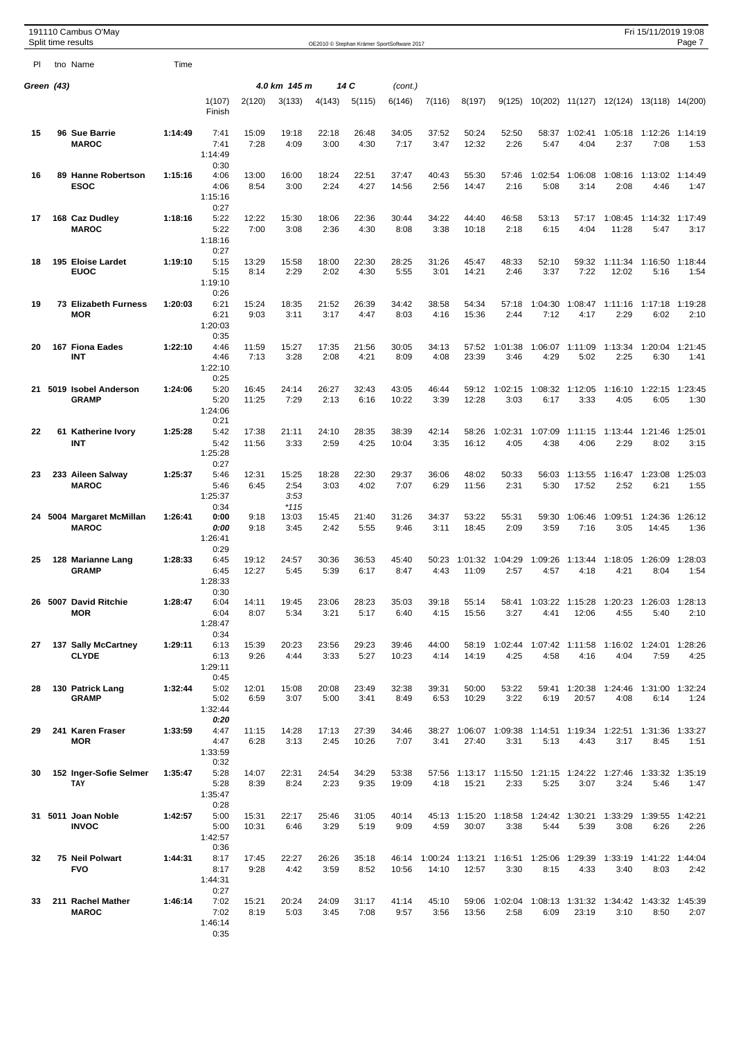191110 Cambus O'May
Split time results

OE2010 © Stephan Krämer SportSoftware 2017

Fri 15/11/2019 19:08

## Green (43)

4.0 km 145 m 14 C (cont.)

| Pl | tno | Name | Time | 1(107) Finish | 2(120) | 3(133) | 4(143) | 5(115) | 6(146) | 7(116) | 8(197) | 9(125) | 10(202) | 11(127) | 12(124) | 13(118) | 14(200) |
|---|---|---|---|---|---|---|---|---|---|---|---|---|---|---|---|---|---|
| 15 | 96 | Sue Barrie MAROC | 1:14:49 | 7:41 / 7:41 / 1:14:49 / 0:30 | 15:09 / 7:28 | 19:18 / 4:09 | 22:18 / 3:00 | 26:48 / 4:30 | 34:05 / 7:17 | 37:52 / 3:47 | 50:24 / 12:32 | 52:50 / 2:26 | 58:37 / 5:47 | 1:02:41 / 4:04 | 1:05:18 / 2:37 | 1:12:26 / 7:08 | 1:14:19 / 1:53 |
| 16 | 89 | Hanne Robertson ESOC | 1:15:16 | 4:06 / 4:06 / 1:15:16 / 0:27 | 13:00 / 8:54 | 16:00 / 3:00 | 18:24 / 2:24 | 22:51 / 4:27 | 37:47 / 14:56 | 40:43 / 2:56 | 55:30 / 14:47 | 57:46 / 2:16 | 1:02:54 / 5:08 | 1:06:08 / 3:14 | 1:08:16 / 2:08 | 1:13:02 / 4:46 | 1:14:49 / 1:47 |
| 17 | 168 | Caz Dudley MAROC | 1:18:16 | 5:22 / 5:22 / 1:18:16 / 0:27 | 12:22 / 7:00 | 15:30 / 3:08 | 18:06 / 2:36 | 22:36 / 4:30 | 30:44 / 8:08 | 34:22 / 3:38 | 44:40 / 10:18 | 46:58 / 2:18 | 53:13 / 6:15 | 57:17 / 4:04 | 1:08:45 / 11:28 | 1:14:32 / 5:47 | 1:17:49 / 3:17 |
| 18 | 195 | Eloise Lardet EUOC | 1:19:10 | 5:15 / 5:15 / 1:19:10 / 0:26 | 13:29 / 8:14 | 15:58 / 2:29 | 18:00 / 2:02 | 22:30 / 4:30 | 28:25 / 5:55 | 31:26 / 3:01 | 45:47 / 14:21 | 48:33 / 2:46 | 52:10 / 3:37 | 59:32 / 7:22 | 1:11:34 / 12:02 | 1:16:50 / 5:16 | 1:18:44 / 1:54 |
| 19 | 73 | Elizabeth Furness MOR | 1:20:03 | 6:21 / 6:21 / 1:20:03 / 0:35 | 15:24 / 9:03 | 18:35 / 3:11 | 21:52 / 3:17 | 26:39 / 4:47 | 34:42 / 8:03 | 38:58 / 4:16 | 54:34 / 15:36 | 57:18 / 2:44 | 1:04:30 / 7:12 | 1:08:47 / 4:17 | 1:11:16 / 2:29 | 1:17:18 / 6:02 | 1:19:28 / 2:10 |
| 20 | 167 | Fiona Eades INT | 1:22:10 | 4:46 / 4:46 / 1:22:10 / 0:25 | 11:59 / 7:13 | 15:27 / 3:28 | 17:35 / 2:08 | 21:56 / 4:21 | 30:05 / 8:09 | 34:13 / 4:08 | 57:52 / 23:39 | 1:01:38 / 3:46 | 1:06:07 / 4:29 | 1:11:09 / 5:02 | 1:13:34 / 2:25 | 1:20:04 / 6:30 | 1:21:45 / 1:41 |
| 21 | 5019 | Isobel Anderson GRAMP | 1:24:06 | 5:20 / 5:20 / 1:24:06 / 0:21 | 16:45 / 11:25 | 24:14 / 7:29 | 26:27 / 2:13 | 32:43 / 6:16 | 43:05 / 10:22 | 46:44 / 3:39 | 59:12 / 12:28 | 1:02:15 / 3:03 | 1:08:32 / 6:17 | 1:12:05 / 3:33 | 1:16:10 / 4:05 | 1:22:15 / 6:05 | 1:23:45 / 1:30 |
| 22 | 61 | Katherine Ivory INT | 1:25:28 | 5:42 / 5:42 / 1:25:28 / 0:27 | 17:38 / 11:56 | 21:11 / 3:33 | 24:10 / 2:59 | 28:35 / 4:25 | 38:39 / 10:04 | 42:14 / 3:35 | 58:26 / 16:12 | 1:02:31 / 4:05 | 1:07:09 / 4:38 | 1:11:15 / 4:06 | 1:13:44 / 2:29 | 1:21:46 / 8:02 | 1:25:01 / 3:15 |
| 23 | 233 | Aileen Salway MAROC | 1:25:37 | 5:46 / 5:46 / 1:25:37 / 0:34 | 12:31 / 6:45 | 15:25 / 2:54 / *3:53* / **115* | 18:28 / 3:03 | 22:30 / 4:02 | 29:37 / 7:07 | 36:06 / 6:29 | 48:02 / 11:56 | 50:33 / 2:31 | 56:03 / 5:30 | 1:13:55 / 17:52 | 1:16:47 / 2:52 | 1:23:08 / 6:21 | 1:25:03 / 1:55 |
| 24 | 5004 | Margaret McMillan MAROC | 1:26:41 | 0:00 / *0:00* / 1:26:41 / 0:29 | 9:18 / 9:18 | 13:03 / 3:45 | 15:45 / 2:42 | 21:40 / 5:55 | 31:26 / 9:46 | 34:37 / 3:11 | 53:22 / 18:45 | 55:31 / 2:09 | 59:30 / 3:59 | 1:06:46 / 7:16 | 1:09:51 / 3:05 | 1:24:36 / 14:45 | 1:26:12 / 1:36 |
| 25 | 128 | Marianne Lang GRAMP | 1:28:33 | 6:45 / 6:45 / 1:28:33 / 0:30 | 19:12 / 12:27 | 24:57 / 5:45 | 30:36 / 5:39 | 36:53 / 6:17 | 45:40 / 8:47 | 50:23 / 4:43 | 1:01:32 / 11:09 | 1:04:29 / 2:57 | 1:09:26 / 4:57 | 1:13:44 / 4:18 | 1:18:05 / 4:21 | 1:26:09 / 8:04 | 1:28:03 / 1:54 |
| 26 | 5007 | David Ritchie MOR | 1:28:47 | 6:04 / 6:04 / 1:28:47 / 0:34 | 14:11 / 8:07 | 19:45 / 5:34 | 23:06 / 3:21 | 28:23 / 5:17 | 35:03 / 6:40 | 39:18 / 4:15 | 55:14 / 15:56 | 58:41 / 3:27 | 1:03:22 / 4:41 | 1:15:28 / 12:06 | 1:20:23 / 4:55 | 1:26:03 / 5:40 | 1:28:13 / 2:10 |
| 27 | 137 | Sally McCartney CLYDE | 1:29:11 | 6:13 / 6:13 / 1:29:11 / 0:45 | 15:39 / 9:26 | 20:23 / 4:44 | 23:56 / 3:33 | 29:23 / 5:27 | 39:46 / 10:23 | 44:00 / 4:14 | 58:19 / 14:19 | 1:02:44 / 4:25 | 1:07:42 / 4:58 | 1:11:58 / 4:16 | 1:16:02 / 4:04 | 1:24:01 / 7:59 | 1:28:26 / 4:25 |
| 28 | 130 | Patrick Lang GRAMP | 1:32:44 | 5:02 / 5:02 / 1:32:44 / *0:20* | 12:01 / 6:59 | 15:08 / 3:07 | 20:08 / 5:00 | 23:49 / 3:41 | 32:38 / 8:49 | 39:31 / 6:53 | 50:00 / 10:29 | 53:22 / 3:22 | 59:41 / 6:19 | 1:20:38 / 20:57 | 1:24:46 / 4:08 | 1:31:00 / 6:14 | 1:32:24 / 1:24 |
| 29 | 241 | Karen Fraser MOR | 1:33:59 | 4:47 / 4:47 / 1:33:59 / 0:32 | 11:15 / 6:28 | 14:28 / 3:13 | 17:13 / 2:45 | 27:39 / 10:26 | 34:46 / 7:07 | 38:27 / 3:41 | 1:06:07 / 27:40 | 1:09:38 / 3:31 | 1:14:51 / 5:13 | 1:19:34 / 4:43 | 1:22:51 / 3:17 | 1:31:36 / 8:45 | 1:33:27 / 1:51 |
| 30 | 152 | Inger-Sofie Selmer TAY | 1:35:47 | 5:28 / 5:28 / 1:35:47 / 0:28 | 14:07 / 8:39 | 22:31 / 8:24 | 24:54 / 2:23 | 34:29 / 9:35 | 53:38 / 19:09 | 57:56 / 4:18 | 1:13:17 / 15:21 | 1:15:50 / 2:33 | 1:21:15 / 5:25 | 1:24:22 / 3:07 | 1:27:46 / 3:24 | 1:33:32 / 5:46 | 1:35:19 / 1:47 |
| 31 | 5011 | Joan Noble INVOC | 1:42:57 | 5:00 / 5:00 / 1:42:57 / 0:36 | 15:31 / 10:31 | 22:17 / 6:46 | 25:46 / 3:29 | 31:05 / 5:19 | 40:14 / 9:09 | 45:13 / 4:59 | 1:15:20 / 30:07 | 1:18:58 / 3:38 | 1:24:42 / 5:44 | 1:30:21 / 5:39 | 1:33:29 / 3:08 | 1:39:55 / 6:26 | 1:42:21 / 2:26 |
| 32 | 75 | Neil Polwart FVO | 1:44:31 | 8:17 / 8:17 / 1:44:31 / 0:27 | 17:45 / 9:28 | 22:27 / 4:42 | 26:26 / 3:59 | 35:18 / 8:52 | 46:14 / 10:56 | 1:00:24 / 14:10 | 1:13:21 / 12:57 | 1:16:51 / 3:30 | 1:25:06 / 8:15 | 1:29:39 / 4:33 | 1:33:19 / 3:40 | 1:41:22 / 8:03 | 1:44:04 / 2:42 |
| 33 | 211 | Rachel Mather MAROC | 1:46:14 | 7:02 / 7:02 / 1:46:14 / 0:35 | 15:21 / 8:19 | 20:24 / 5:03 | 24:09 / 3:45 | 31:17 / 7:08 | 41:14 / 9:57 | 45:10 / 3:56 | 59:06 / 13:56 | 1:02:04 / 2:58 | 1:08:13 / 6:09 | 1:31:32 / 23:19 | 1:34:42 / 3:10 | 1:43:32 / 8:50 | 1:45:39 / 2:07 |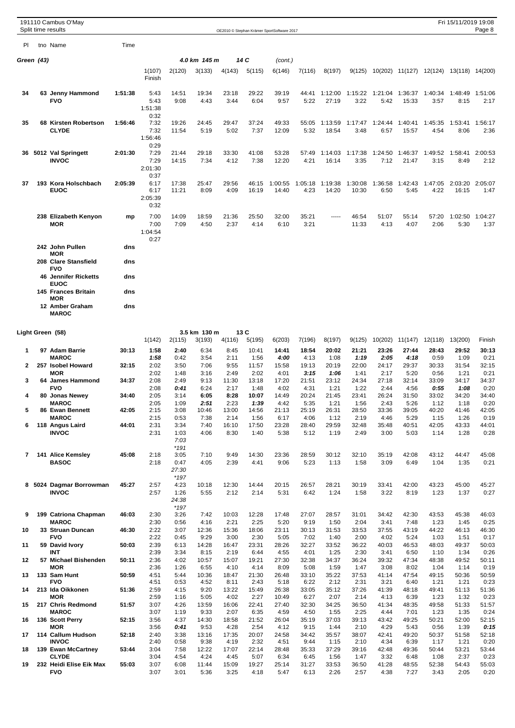## Green (43) — 4.0 km 145 m — 14 C (cont.)

| Pl | tno | Name | Time | 1(107) Finish | 2(120) | 3(133) | 4(143) | 5(115) | 6(146) | 7(116) | 8(197) | 9(125) | 10(202) | 11(127) | 12(124) | 13(118) | 14(200) |
|---|---|---|---|---|---|---|---|---|---|---|---|---|---|---|---|---|---|
| 34 | 63 | Jenny Hammond FVO | 1:51:38 | 5:43 / 5:43 / 1:51:38 / 0:32 | 14:51 / 9:08 | 19:34 / 4:43 | 23:18 / 3:44 | 29:22 / 6:04 | 39:19 / 9:57 | 44:41 / 5:22 | 1:12:00 / 27:19 | 1:15:22 / 3:22 | 1:21:04 / 5:42 | 1:36:37 / 15:33 | 1:40:34 / 3:57 | 1:48:49 / 8:15 | 1:51:06 / 2:17 |
| 35 | 68 | Kirsten Robertson CLYDE | 1:56:46 | 7:32 / 7:32 / 1:56:46 / 0:29 | 19:26 / 11:54 | 24:45 / 5:19 | 29:47 / 5:02 | 37:24 / 7:37 | 49:33 / 12:09 | 55:05 / 5:32 | 1:13:59 / 18:54 | 1:17:47 / 3:48 | 1:24:44 / 6:57 | 1:40:41 / 15:57 | 1:45:35 / 4:54 | 1:53:41 / 8:06 | 1:56:17 / 2:36 |
| 36 | 5012 | Val Springett INVOC | 2:01:30 | 7:29 / 7:29 / 2:01:30 / 0:37 | 21:44 / 14:15 | 29:18 / 7:34 | 33:30 / 4:12 | 41:08 / 7:38 | 53:28 / 12:20 | 57:49 / 4:21 | 1:14:03 / 16:14 | 1:17:38 / 3:35 | 1:24:50 / 7:12 | 1:46:37 / 21:47 | 1:49:52 / 3:15 | 1:58:41 / 8:49 | 2:00:53 / 2:12 |
| 37 | 193 | Kora Holschbach EUOC | 2:05:39 | 6:17 / 6:17 / 2:05:39 / 0:32 | 17:38 / 11:21 | 25:47 / 8:09 | 29:56 / 4:09 | 46:15 / 16:19 | 1:00:55 / 14:40 | 1:05:18 / 4:23 | 1:19:38 / 14:20 | 1:30:08 / 10:30 | 1:36:58 / 6:50 | 1:42:43 / 5:45 | 1:47:05 / 4:22 | 2:03:20 / 16:15 | 2:05:07 / 1:47 |
| | 238 | Elizabeth Kenyon MOR | mp | 7:00 / 7:00 / 1:04:54 / 0:27 | 14:09 / 7:09 | 18:59 / 4:50 | 21:36 / 2:37 | 25:50 / 4:14 | 32:00 / 6:10 | 35:21 / 3:21 | ----- | 46:54 / 11:33 | 51:07 / 4:13 | 55:14 / 4:07 | 57:20 / 2:06 | 1:02:50 / 5:30 | 1:04:27 / 1:37 |
| | 242 | John Pullen MOR | dns | | | | | | | | | | | | | | |
| | 208 | Clare Stansfield FVO | dns | | | | | | | | | | | | | | |
| | 46 | Jennifer Ricketts EUOC | dns | | | | | | | | | | | | | | |
| | 145 | Frances Britain MOR | dns | | | | | | | | | | | | | | |
| | 12 | Amber Graham MAROC | dns | | | | | | | | | | | | | | |

## Light Green (58) — 3.5 km 130 m — 13 C

| Pl | tno | Name | Time | 1(142) | 2(115) | 3(193) | 4(116) | 5(195) | 6(203) | 7(196) | 8(197) | 9(125) | 10(202) | 11(147) | 12(118) | 13(200) | Finish |
|---|---|---|---|---|---|---|---|---|---|---|---|---|---|---|---|---|---|
| 1 | 97 | Adam Barrie MAROC | 30:13 | 1:58 / **_1:58_** | **2:40** / 0:42 | 6:34 / 3:54 | 8:45 / 2:11 | 10:41 / 1:56 | **14:41** / **_4:00_** | **18:54** / 4:13 | **20:02** / 1:08 | **21:21** / **_1:19_** | **23:26** / **_2:05_** | **27:44** / **_4:18_** | **28:43** / 0:59 | **29:52** / 1:09 | **30:13** / 0:21 |
| 2 | 257 | Isobel Howard MOR | 32:15 | 2:02 / 2:02 | 3:50 / 1:48 | 7:06 / 3:16 | 9:55 / 2:49 | 11:57 / 2:02 | 15:58 / 4:01 | 19:13 / **_3:15_** | 20:19 / **_1:06_** | 22:00 / 1:41 | 24:17 / 2:17 | 29:37 / 5:20 | 30:33 / 0:56 | 31:54 / 1:21 | 32:15 / 0:21 |
| 3 | 64 | James Hammond FVO | 34:37 | 2:08 / 2:08 | 2:49 / **_0:41_** | 9:13 / 6:24 | 11:30 / 2:17 | 13:18 / 1:48 | 17:20 / 4:02 | 21:51 / 4:31 | 23:12 / 1:21 | 24:34 / 1:22 | 27:18 / 2:44 | 32:14 / 4:56 | 33:09 / **_0:55_** | 34:17 / **_1:08_** | 34:37 / 0:20 |
| 4 | 80 | Jonas Newey MAROC | 34:40 | 2:05 / 2:05 | 3:14 / 1:09 | **6:05** / **_2:51_** | **8:28** / 2:23 | **10:07** / **_1:39_** | 14:49 / 4:42 | 20:24 / 5:35 | 21:45 / 1:21 | 23:41 / 1:56 | 26:24 / 2:43 | 31:50 / 5:26 | 33:02 / 1:12 | 34:20 / 1:18 | 34:40 / 0:20 |
| 5 | 86 | Ewan Bennett MAROC | 42:05 | 2:15 / 2:15 | 3:08 / 0:53 | 10:46 / 7:38 | 13:00 / 2:14 | 14:56 / 1:56 | 21:13 / 6:17 | 25:19 / 4:06 | 26:31 / 1:12 | 28:50 / 2:19 | 33:36 / 4:46 | 39:05 / 5:29 | 40:20 / 1:15 | 41:46 / 1:26 | 42:05 / 0:19 |
| 6 | 118 | Angus Laird INVOC | 44:01 | 2:31 / 2:31 | 3:34 / 1:03 / _7:03_ / _*191_ | 7:40 / 4:06 | 16:10 / 8:30 | 17:50 / 1:40 | 23:28 / 5:38 | 28:40 / 5:12 | 29:59 / 1:19 | 32:48 / 2:49 | 35:48 / 3:00 | 40:51 / 5:03 | 42:05 / 1:14 | 43:33 / 1:28 | 44:01 / 0:28 |
| 7 | 141 | Alice Kemsley BASOC | 45:08 | 2:18 / 2:18 | 3:05 / 0:47 / _27:30_ / _*197_ | 7:10 / 4:05 | 9:49 / 2:39 | 14:30 / 4:41 | 23:36 / 9:06 | 28:59 / 5:23 | 30:12 / 1:13 | 32:10 / 1:58 | 35:19 / 3:09 | 42:08 / 6:49 | 43:12 / 1:04 | 44:47 / 1:35 | 45:08 / 0:21 |
| 8 | 5024 | Dagmar Borrowman INVOC | 45:27 | 2:57 / 2:57 | 4:23 / 1:26 / _24:38_ / _*197_ | 10:18 / 5:55 | 12:30 / 2:12 | 14:44 / 2:14 | 20:15 / 5:31 | 26:57 / 6:42 | 28:21 / 1:24 | 30:19 / 1:58 | 33:41 / 3:22 | 42:00 / 8:19 | 43:23 / 1:23 | 45:00 / 1:37 | 45:27 / 0:27 |
| 9 | 199 | Catriona Chapman MAROC | 46:03 | 2:30 / 2:30 | 3:26 / 0:56 | 7:42 / 4:16 | 10:03 / 2:21 | 12:28 / 2:25 | 17:48 / 5:20 | 27:07 / 9:19 | 28:57 / 1:50 | 31:01 / 2:04 | 34:42 / 3:41 | 42:30 / 7:48 | 43:53 / 1:23 | 45:38 / 1:45 | 46:03 / 0:25 |
| 10 | 33 | Struan Duncan FVO | 46:30 | 2:22 / 2:22 | 3:07 / 0:45 | 12:36 / 9:29 | 15:36 / 3:00 | 18:06 / 2:30 | 23:11 / 5:05 | 30:13 / 7:02 | 31:53 / 1:40 | 33:53 / 2:00 | 37:55 / 4:02 | 43:19 / 5:24 | 44:22 / 1:03 | 46:13 / 1:51 | 46:30 / 0:17 |
| 11 | 59 | David Ivory INT | 50:03 | 2:39 / 2:39 | 6:13 / 3:34 | 14:28 / 8:15 | 16:47 / 2:19 | 23:31 / 6:44 | 28:26 / 4:55 | 32:27 / 4:01 | 33:52 / 1:25 | 36:22 / 2:30 | 40:03 / 3:41 | 46:53 / 6:50 | 48:03 / 1:10 | 49:37 / 1:34 | 50:03 / 0:26 |
| 12 | 57 | Michael Bishenden MOR | 50:11 | 2:36 / 2:36 | 4:02 / 1:26 | 10:57 / 6:55 | 15:07 / 4:10 | 19:21 / 4:14 | 27:30 / 8:09 | 32:38 / 5:08 | 34:37 / 1:59 | 36:24 / 1:47 | 39:32 / 3:08 | 47:34 / 8:02 | 48:38 / 1:04 | 49:52 / 1:14 | 50:11 / 0:19 |
| 13 | 133 | Sam Hunt FVO | 50:59 | 4:51 / 4:51 | 5:44 / 0:53 | 10:36 / 4:52 | 18:47 / 8:11 | 21:30 / 2:43 | 26:48 / 5:18 | 33:10 / 6:22 | 35:22 / 2:12 | 37:53 / 2:31 | 41:14 / 3:21 | 47:54 / 6:40 | 49:15 / 1:21 | 50:36 / 1:21 | 50:59 / 0:23 |
| 14 | 213 | Ida Oikkonen MOR | 51:36 | 2:59 / 2:59 | 4:15 / 1:16 | 9:20 / 5:05 | 13:22 / 4:02 | 15:49 / 2:27 | 26:38 / 10:49 | 33:05 / 6:27 | 35:12 / 2:07 | 37:26 / 2:14 | 41:39 / 4:13 | 48:18 / 6:39 | 49:41 / 1:23 | 51:13 / 1:32 | 51:36 / 0:23 |
| 15 | 217 | Chris Redmond MAROC | 51:57 | 3:07 / 3:07 | 4:26 / 1:19 | 13:59 / 9:33 | 16:06 / 2:07 | 22:41 / 6:35 | 27:40 / 4:59 | 32:30 / 4:50 | 34:25 / 1:55 | 36:50 / 2:25 | 41:34 / 4:44 | 48:35 / 7:01 | 49:58 / 1:23 | 51:33 / 1:35 | 51:57 / 0:24 |
| 16 | 136 | Scott Perry MOR | 52:15 | 3:56 / 3:56 | 4:37 / **_0:41_** | 14:30 / 9:53 | 18:58 / 4:28 | 21:52 / 2:54 | 26:04 / 4:12 | 35:19 / 9:15 | 37:03 / 1:44 | 39:13 / 2:10 | 43:42 / 4:29 | 49:25 / 5:43 | 50:21 / 0:56 | 52:00 / 1:39 | 52:15 / **_0:15_** |
| 17 | 114 | Callum Hudson INVOC | 52:18 | 2:40 / 2:40 | 3:38 / 0:58 | 13:16 / 9:38 | 17:35 / 4:19 | 20:07 / 2:32 | 24:58 / 4:51 | 34:42 / 9:44 | 35:57 / 1:15 | 38:07 / 2:10 | 42:41 / 4:34 | 49:20 / 6:39 | 50:37 / 1:17 | 51:58 / 1:21 | 52:18 / 0:20 |
| 18 | 139 | Ewan McCartney CLYDE | 53:44 | 3:04 / 3:04 | 7:58 / 4:54 | 12:22 / 4:24 | 17:07 / 4:45 | 22:14 / 5:07 | 28:48 / 6:34 | 35:33 / 6:45 | 37:29 / 1:56 | 39:16 / 1:47 | 42:48 / 3:32 | 49:36 / 6:48 | 50:44 / 1:08 | 53:21 / 2:37 | 53:44 / 0:23 |
| 19 | 232 | Heidi Elise Eik Max FVO | 55:03 | 3:07 / 3:07 | 6:08 / 3:01 | 11:44 / 5:36 | 15:09 / 3:25 | 19:27 / 4:18 | 25:14 / 5:47 | 31:27 / 6:13 | 33:53 / 2:26 | 36:50 / 2:57 | 41:28 / 4:38 | 48:55 / 7:27 | 52:38 / 3:43 | 54:43 / 2:05 | 55:03 / 0:20 |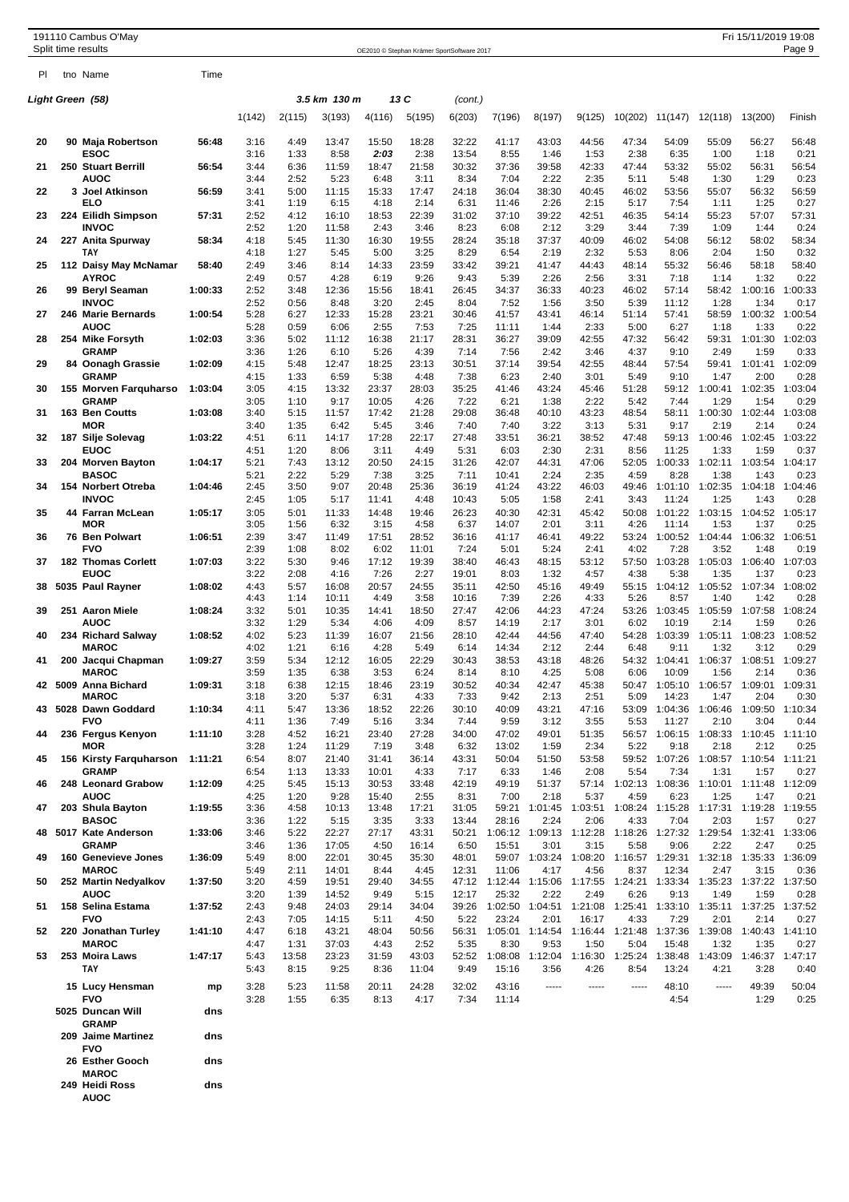191110 Cambus O'May
Split time results

OE2010 © Stephan Krämer SportSoftware 2017

Fri 15/11/2019 19:08

**Light Green (58)** — 3.5 km 130 m — 13 C — (cont.)

| Pl | tno | Name | Time | 1(142) | 2(115) | 3(193) | 4(116) | 5(195) | 6(203) | 7(196) | 8(197) | 9(125) | 10(202) | 11(147) | 12(118) | 13(200) | Finish |
|---|---|---|---|---|---|---|---|---|---|---|---|---|---|---|---|---|---|
| 20 | 90 | **Maja Robertson** | **56:48** | 3:16 | 4:49 | 13:47 | 15:50 | 18:28 | 32:22 | 41:17 | 43:03 | 44:56 | 47:34 | 54:09 | 55:09 | 56:27 | 56:48 |
| | | **ESOC** | | 3:16 | 1:33 | 8:58 | ***2:03*** | 2:38 | 13:54 | 8:55 | 1:46 | 1:53 | 2:38 | 6:35 | 1:00 | 1:18 | 0:21 |
| 21 | 250 | **Stuart Berrill** | **56:54** | 3:44 | 6:36 | 11:59 | 18:47 | 21:58 | 30:32 | 37:36 | 39:58 | 42:33 | 47:44 | 53:32 | 55:02 | 56:31 | 56:54 |
| | | **AUOC** | | 3:44 | 2:52 | 5:23 | 6:48 | 3:11 | 8:34 | 7:04 | 2:22 | 2:35 | 5:11 | 5:48 | 1:30 | 1:29 | 0:23 |
| 22 | 3 | **Joel Atkinson** | **56:59** | 3:41 | 5:00 | 11:15 | 15:33 | 17:47 | 24:18 | 36:04 | 38:30 | 40:45 | 46:02 | 53:56 | 55:07 | 56:32 | 56:59 |
| | | **ELO** | | 3:41 | 1:19 | 6:15 | 4:18 | 2:14 | 6:31 | 11:46 | 2:26 | 2:15 | 5:17 | 7:54 | 1:11 | 1:25 | 0:27 |
| 23 | 224 | **Eilidh Simpson** | **57:31** | 2:52 | 4:12 | 16:10 | 18:53 | 22:39 | 31:02 | 37:10 | 39:22 | 42:51 | 46:35 | 54:14 | 55:23 | 57:07 | 57:31 |
| | | **INVOC** | | 2:52 | 1:20 | 11:58 | 2:43 | 3:46 | 8:23 | 6:08 | 2:12 | 3:29 | 3:44 | 7:39 | 1:09 | 1:44 | 0:24 |
| 24 | 227 | **Anita Spurway** | **58:34** | 4:18 | 5:45 | 11:30 | 16:30 | 19:55 | 28:24 | 35:18 | 37:37 | 40:09 | 46:02 | 54:08 | 56:12 | 58:02 | 58:34 |
| | | **TAY** | | 4:18 | 1:27 | 5:45 | 5:00 | 3:25 | 8:29 | 6:54 | 2:19 | 2:32 | 5:53 | 8:06 | 2:04 | 1:50 | 0:32 |
| 25 | 112 | **Daisy May McNamar** | **58:40** | 2:49 | 3:46 | 8:14 | 14:33 | 23:59 | 33:42 | 39:21 | 41:47 | 44:43 | 48:14 | 55:32 | 56:46 | 58:18 | 58:40 |
| | | **AYROC** | | 2:49 | 0:57 | 4:28 | 6:19 | 9:26 | 9:43 | 5:39 | 2:26 | 2:56 | 3:31 | 7:18 | 1:14 | 1:32 | 0:22 |
| 26 | 99 | **Beryl Seaman** | **1:00:33** | 2:52 | 3:48 | 12:36 | 15:56 | 18:41 | 26:45 | 34:37 | 36:33 | 40:23 | 46:02 | 57:14 | 58:42 | 1:00:16 | 1:00:33 |
| | | **INVOC** | | 2:52 | 0:56 | 8:48 | 3:20 | 2:45 | 8:04 | 7:52 | 1:56 | 3:50 | 5:39 | 11:12 | 1:28 | 1:34 | 0:17 |
| 27 | 246 | **Marie Bernards** | **1:00:54** | 5:28 | 6:27 | 12:33 | 15:28 | 23:21 | 30:46 | 41:57 | 43:41 | 46:14 | 51:14 | 57:41 | 58:59 | 1:00:32 | 1:00:54 |
| | | **AUOC** | | 5:28 | 0:59 | 6:06 | 2:55 | 7:53 | 7:25 | 11:11 | 1:44 | 2:33 | 5:00 | 6:27 | 1:18 | 1:33 | 0:22 |
| 28 | 254 | **Mike Forsyth** | **1:02:03** | 3:36 | 5:02 | 11:12 | 16:38 | 21:17 | 28:31 | 36:27 | 39:09 | 42:55 | 47:32 | 56:42 | 59:31 | 1:01:30 | 1:02:03 |
| | | **GRAMP** | | 3:36 | 1:26 | 6:10 | 5:26 | 4:39 | 7:14 | 7:56 | 2:42 | 3:46 | 4:37 | 9:10 | 2:49 | 1:59 | 0:33 |
| 29 | 84 | **Oonagh Grassie** | **1:02:09** | 4:15 | 5:48 | 12:47 | 18:25 | 23:13 | 30:51 | 37:14 | 39:54 | 42:55 | 48:44 | 57:54 | 59:41 | 1:01:41 | 1:02:09 |
| | | **GRAMP** | | 4:15 | 1:33 | 6:59 | 5:38 | 4:48 | 7:38 | 6:23 | 2:40 | 3:01 | 5:49 | 9:10 | 1:47 | 2:00 | 0:28 |
| 30 | 155 | **Morven Farquharso** | **1:03:04** | 3:05 | 4:15 | 13:32 | 23:37 | 28:03 | 35:25 | 41:46 | 43:24 | 45:46 | 51:28 | 59:12 | 1:00:41 | 1:02:35 | 1:03:04 |
| | | **GRAMP** | | 3:05 | 1:10 | 9:17 | 10:05 | 4:26 | 7:22 | 6:21 | 1:38 | 2:22 | 5:42 | 7:44 | 1:29 | 1:54 | 0:29 |
| 31 | 163 | **Ben Coutts** | **1:03:08** | 3:40 | 5:15 | 11:57 | 17:42 | 21:28 | 29:08 | 36:48 | 40:10 | 43:23 | 48:54 | 58:11 | 1:00:30 | 1:02:44 | 1:03:08 |
| | | **MOR** | | 3:40 | 1:35 | 6:42 | 5:45 | 3:46 | 7:40 | 7:40 | 3:22 | 3:13 | 5:31 | 9:17 | 2:19 | 2:14 | 0:24 |
| 32 | 187 | **Silje Solevag** | **1:03:22** | 4:51 | 6:11 | 14:17 | 17:28 | 22:17 | 27:48 | 33:51 | 36:21 | 38:52 | 47:48 | 59:13 | 1:00:46 | 1:02:45 | 1:03:22 |
| | | **EUOC** | | 4:51 | 1:20 | 8:06 | 3:11 | 4:49 | 5:31 | 6:03 | 2:30 | 2:31 | 8:56 | 11:25 | 1:33 | 1:59 | 0:37 |
| 33 | 204 | **Morven Bayton** | **1:04:17** | 5:21 | 7:43 | 13:12 | 20:50 | 24:15 | 31:26 | 42:07 | 44:31 | 47:06 | 52:05 | 1:00:33 | 1:02:11 | 1:03:54 | 1:04:17 |
| | | **BASOC** | | 5:21 | 2:22 | 5:29 | 7:38 | 3:25 | 7:11 | 10:41 | 2:24 | 2:35 | 4:59 | 8:28 | 1:38 | 1:43 | 0:23 |
| 34 | 154 | **Norbert Otreba** | **1:04:46** | 2:45 | 3:50 | 9:07 | 20:48 | 25:36 | 36:19 | 41:24 | 43:22 | 46:03 | 49:46 | 1:01:10 | 1:02:35 | 1:04:18 | 1:04:46 |
| | | **INVOC** | | 2:45 | 1:05 | 5:17 | 11:41 | 4:48 | 10:43 | 5:05 | 1:58 | 2:41 | 3:43 | 11:24 | 1:25 | 1:43 | 0:28 |
| 35 | 44 | **Farran McLean** | **1:05:17** | 3:05 | 5:01 | 11:33 | 14:48 | 19:46 | 26:23 | 40:30 | 42:31 | 45:42 | 50:08 | 1:01:22 | 1:03:15 | 1:04:52 | 1:05:17 |
| | | **MOR** | | 3:05 | 1:56 | 6:32 | 3:15 | 4:58 | 6:37 | 14:07 | 2:01 | 3:11 | 4:26 | 11:14 | 1:53 | 1:37 | 0:25 |
| 36 | 76 | **Ben Polwart** | **1:06:51** | 2:39 | 3:47 | 11:49 | 17:51 | 28:52 | 36:16 | 41:17 | 46:41 | 49:22 | 53:24 | 1:00:52 | 1:04:44 | 1:06:32 | 1:06:51 |
| | | **FVO** | | 2:39 | 1:08 | 8:02 | 6:02 | 11:01 | 7:24 | 5:01 | 5:24 | 2:41 | 4:02 | 7:28 | 3:52 | 1:48 | 0:19 |
| 37 | 182 | **Thomas Corlett** | **1:07:03** | 3:22 | 5:30 | 9:46 | 17:12 | 19:39 | 38:40 | 46:43 | 48:15 | 53:12 | 57:50 | 1:03:28 | 1:05:03 | 1:06:40 | 1:07:03 |
| | | **EUOC** | | 3:22 | 2:08 | 4:16 | 7:26 | 2:27 | 19:01 | 8:03 | 1:32 | 4:57 | 4:38 | 5:38 | 1:35 | 1:37 | 0:23 |
| 38 | 5035 | **Paul Rayner** | **1:08:02** | 4:43 | 5:57 | 16:08 | 20:57 | 24:55 | 35:11 | 42:50 | 45:16 | 49:49 | 55:15 | 1:04:12 | 1:05:52 | 1:07:34 | 1:08:02 |
| | | | | 4:43 | 1:14 | 10:11 | 4:49 | 3:58 | 10:16 | 7:39 | 2:26 | 4:33 | 5:26 | 8:57 | 1:40 | 1:42 | 0:28 |
| 39 | 251 | **Aaron Miele** | **1:08:24** | 3:32 | 5:01 | 10:35 | 14:41 | 18:50 | 27:47 | 42:06 | 44:23 | 47:24 | 53:26 | 1:03:45 | 1:05:59 | 1:07:58 | 1:08:24 |
| | | **AUOC** | | 3:32 | 1:29 | 5:34 | 4:06 | 4:09 | 8:57 | 14:19 | 2:17 | 3:01 | 6:02 | 10:19 | 2:14 | 1:59 | 0:26 |
| 40 | 234 | **Richard Salway** | **1:08:52** | 4:02 | 5:23 | 11:39 | 16:07 | 21:56 | 28:10 | 42:44 | 44:56 | 47:40 | 54:28 | 1:03:39 | 1:05:11 | 1:08:23 | 1:08:52 |
| | | **MAROC** | | 4:02 | 1:21 | 6:16 | 4:28 | 5:49 | 6:14 | 14:34 | 2:12 | 2:44 | 6:48 | 9:11 | 1:32 | 3:12 | 0:29 |
| 41 | 200 | **Jacqui Chapman** | **1:09:27** | 3:59 | 5:34 | 12:12 | 16:05 | 22:29 | 30:43 | 38:53 | 43:18 | 48:26 | 54:32 | 1:04:41 | 1:06:37 | 1:08:51 | 1:09:27 |
| | | **MAROC** | | 3:59 | 1:35 | 6:38 | 3:53 | 6:24 | 8:14 | 8:10 | 4:25 | 5:08 | 6:06 | 10:09 | 1:56 | 2:14 | 0:36 |
| 42 | 5009 | **Anna Bichard** | **1:09:31** | 3:18 | 6:38 | 12:15 | 18:46 | 23:19 | 30:52 | 40:34 | 42:47 | 45:38 | 50:47 | 1:05:10 | 1:06:57 | 1:09:01 | 1:09:31 |
| | | **MAROC** | | 3:18 | 3:20 | 5:37 | 6:31 | 4:33 | 7:33 | 9:42 | 2:13 | 2:51 | 5:09 | 14:23 | 1:47 | 2:04 | 0:30 |
| 43 | 5028 | **Dawn Goddard** | **1:10:34** | 4:11 | 5:47 | 13:36 | 18:52 | 22:26 | 30:10 | 40:09 | 43:21 | 47:16 | 53:09 | 1:04:36 | 1:06:46 | 1:09:50 | 1:10:34 |
| | | **FVO** | | 4:11 | 1:36 | 7:49 | 5:16 | 3:34 | 7:44 | 9:59 | 3:12 | 3:55 | 5:53 | 11:27 | 2:10 | 3:04 | 0:44 |
| 44 | 236 | **Fergus Kenyon** | **1:11:10** | 3:28 | 4:52 | 16:21 | 23:40 | 27:28 | 34:00 | 47:02 | 49:01 | 51:35 | 56:57 | 1:06:15 | 1:08:33 | 1:10:45 | 1:11:10 |
| | | **MOR** | | 3:28 | 1:24 | 11:29 | 7:19 | 3:48 | 6:32 | 13:02 | 1:59 | 2:34 | 5:22 | 9:18 | 2:18 | 2:12 | 0:25 |
| 45 | 156 | **Kirsty Farquharson** | **1:11:21** | 6:54 | 8:07 | 21:40 | 31:41 | 36:14 | 43:31 | 50:04 | 51:50 | 53:58 | 59:52 | 1:07:26 | 1:08:57 | 1:10:54 | 1:11:21 |
| | | **GRAMP** | | 6:54 | 1:13 | 13:33 | 10:01 | 4:33 | 7:17 | 6:33 | 1:46 | 2:08 | 5:54 | 7:34 | 1:31 | 1:57 | 0:27 |
| 46 | 248 | **Leonard Grabow** | **1:12:09** | 4:25 | 5:45 | 15:13 | 30:53 | 33:48 | 42:19 | 49:19 | 51:37 | 57:14 | 1:02:13 | 1:08:36 | 1:10:01 | 1:11:48 | 1:12:09 |
| | | **AUOC** | | 4:25 | 1:20 | 9:28 | 15:40 | 2:55 | 8:31 | 7:00 | 2:18 | 5:37 | 4:59 | 6:23 | 1:25 | 1:47 | 0:21 |
| 47 | 203 | **Shula Bayton** | **1:19:55** | 3:36 | 4:58 | 10:13 | 13:48 | 17:21 | 31:05 | 59:21 | 1:01:45 | 1:03:51 | 1:08:24 | 1:15:28 | 1:17:31 | 1:19:28 | 1:19:55 |
| | | **BASOC** | | 3:36 | 1:22 | 5:15 | 3:35 | 3:33 | 13:44 | 28:16 | 2:24 | 2:06 | 4:33 | 7:04 | 2:03 | 1:57 | 0:27 |
| 48 | 5017 | **Kate Anderson** | **1:33:06** | 3:46 | 5:22 | 22:27 | 27:17 | 43:31 | 50:21 | 1:06:12 | 1:09:13 | 1:12:28 | 1:18:26 | 1:27:32 | 1:29:54 | 1:32:41 | 1:33:06 |
| | | **GRAMP** | | 3:46 | 1:36 | 17:05 | 4:50 | 16:14 | 6:50 | 15:51 | 3:01 | 3:15 | 5:58 | 9:06 | 2:22 | 2:47 | 0:25 |
| 49 | 160 | **Genevieve Jones** | **1:36:09** | 5:49 | 8:00 | 22:01 | 30:45 | 35:30 | 48:01 | 59:07 | 1:03:24 | 1:08:20 | 1:16:57 | 1:29:31 | 1:32:18 | 1:35:33 | 1:36:09 |
| | | **MAROC** | | 5:49 | 2:11 | 14:01 | 8:44 | 4:45 | 12:31 | 11:06 | 4:17 | 4:56 | 8:37 | 12:34 | 2:47 | 3:15 | 0:36 |
| 50 | 252 | **Martin Nedyalkov** | **1:37:50** | 3:20 | 4:59 | 19:51 | 29:40 | 34:55 | 47:12 | 1:12:44 | 1:15:06 | 1:17:55 | 1:24:21 | 1:33:34 | 1:35:23 | 1:37:22 | 1:37:50 |
| | | **AUOC** | | 3:20 | 1:39 | 14:52 | 9:49 | 5:15 | 12:17 | 25:32 | 2:22 | 2:49 | 6:26 | 9:13 | 1:49 | 1:59 | 0:28 |
| 51 | 158 | **Selina Estama** | **1:37:52** | 2:43 | 9:48 | 24:03 | 29:14 | 34:04 | 39:26 | 1:02:50 | 1:04:51 | 1:21:08 | 1:25:41 | 1:33:10 | 1:35:11 | 1:37:25 | 1:37:52 |
| | | **FVO** | | 2:43 | 7:05 | 14:15 | 5:11 | 4:50 | 5:22 | 23:24 | 2:01 | 16:17 | 4:33 | 7:29 | 2:01 | 2:14 | 0:27 |
| 52 | 220 | **Jonathan Turley** | **1:41:10** | 4:47 | 6:18 | 43:21 | 48:04 | 50:56 | 56:31 | 1:05:01 | 1:14:54 | 1:16:44 | 1:21:48 | 1:37:36 | 1:39:08 | 1:40:43 | 1:41:10 |
| | | **MAROC** | | 4:47 | 1:31 | 37:03 | 4:43 | 2:52 | 5:35 | 8:30 | 9:53 | 1:50 | 5:04 | 15:48 | 1:32 | 1:35 | 0:27 |
| 53 | 253 | **Moira Laws** | **1:47:17** | 5:43 | 13:58 | 23:23 | 31:59 | 43:03 | 52:52 | 1:08:08 | 1:12:04 | 1:16:30 | 1:25:24 | 1:38:48 | 1:43:09 | 1:46:37 | 1:47:17 |
| | | **TAY** | | 5:43 | 8:15 | 9:25 | 8:36 | 11:04 | 9:49 | 15:16 | 3:56 | 4:26 | 8:54 | 13:24 | 4:21 | 3:28 | 0:40 |
| | 15 | **Lucy Hensman** | **mp** | 3:28 | 5:23 | 11:58 | 20:11 | 24:28 | 32:02 | 43:16 | ----- | ----- | ----- | 48:10 | ----- | 49:39 | 50:04 |
| | | **FVO** | | 3:28 | 1:55 | 6:35 | 8:13 | 4:17 | 7:34 | 11:14 | | | | 4:54 | | 1:29 | 0:25 |
| | 5025 | **Duncan Will** | **dns** | | | | | | | | | | | | | | |
| | | **GRAMP** | | | | | | | | | | | | | | | |
| | 209 | **Jaime Martinez** | **dns** | | | | | | | | | | | | | | |
| | | **FVO** | | | | | | | | | | | | | | | |
| | 26 | **Esther Gooch** | **dns** | | | | | | | | | | | | | | |
| | | **MAROC** | | | | | | | | | | | | | | | |
| | 249 | **Heidi Ross** | **dns** | | | | | | | | | | | | | | |
| | | **AUOC** | | | | | | | | | | | | | | | |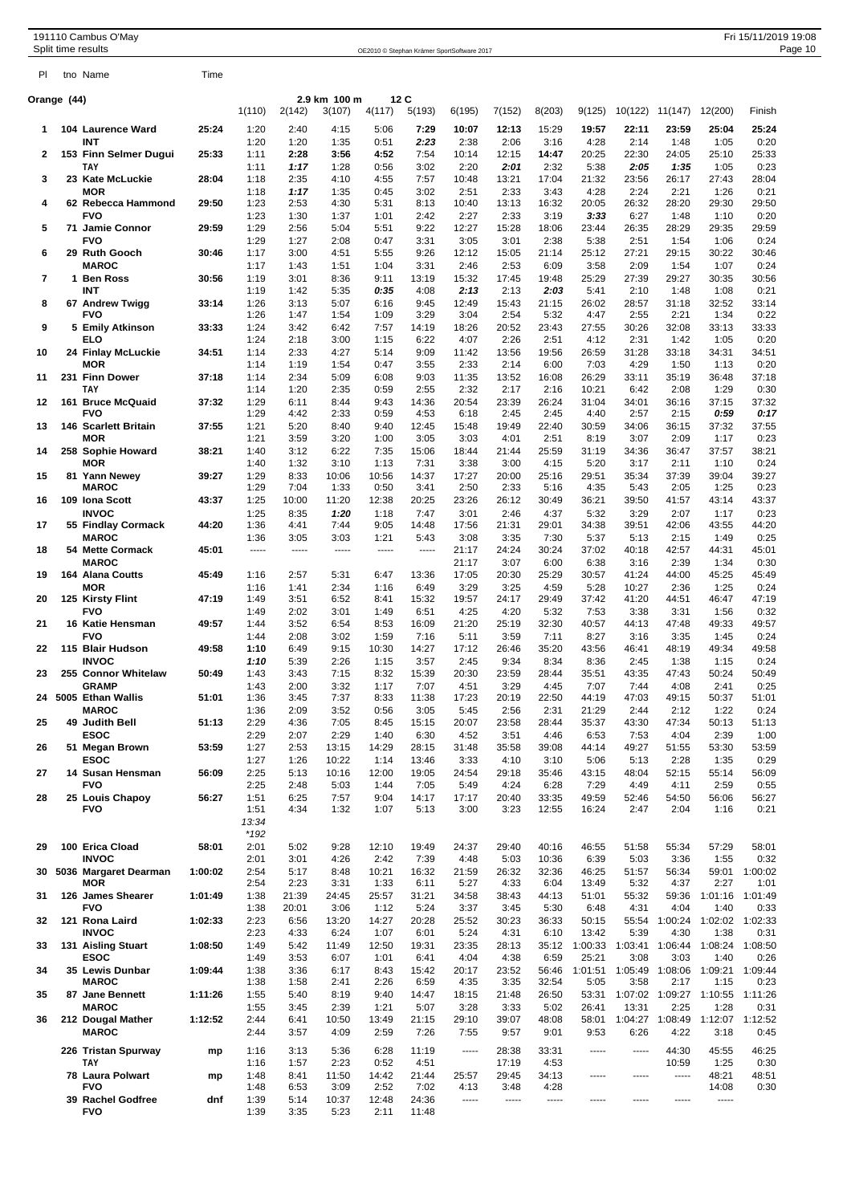191110 Campus O'May
Split time results

OE2010 © Stephan Krämer SportSoftware 2017

Fri 15/11/2019 19:08

## Orange (44) — 2.9 km 100 m 12 C

| Pl | tno | Name | Time | 1(110) | 2(142) | 3(107) | 4(117) | 5(193) | 6(195) | 7(152) | 8(203) | 9(125) | 10(122) | 11(147) | 12(200) | Finish |
|---|---|---|---|---|---|---|---|---|---|---|---|---|---|---|---|---|
| 1 | 104 | Laurence Ward | 25:24 | 1:20 | 2:40 | 4:15 | 5:06 | 7:29 | 10:07 | 12:13 | 15:29 | 19:57 | 22:11 | 23:59 | 25:04 | 25:24 |
| | | INT | | 1:20 | 1:20 | 1:35 | 0:51 | 2:23 | 2:38 | 2:06 | 3:16 | 4:28 | 2:14 | 1:48 | 1:05 | 0:20 |
| 2 | 153 | Finn Selmer Dugui | 25:33 | 1:11 | 2:28 | 3:56 | 4:52 | 7:54 | 10:14 | 12:15 | 14:47 | 20:25 | 22:30 | 24:05 | 25:10 | 25:33 |
| | | TAY | | 1:11 | 1:17 | 1:28 | 0:56 | 3:02 | 2:20 | 2:01 | 2:32 | 5:38 | 2:05 | 1:35 | 1:05 | 0:23 |
| 3 | 23 | Kate McLuckie | 28:04 | 1:18 | 2:35 | 4:10 | 4:55 | 7:57 | 10:48 | 13:21 | 17:04 | 21:32 | 23:56 | 26:17 | 27:43 | 28:04 |
| | | MOR | | 1:18 | 1:17 | 1:35 | 0:45 | 3:02 | 2:51 | 2:33 | 3:43 | 4:28 | 2:24 | 2:21 | 1:26 | 0:21 |
| 4 | 62 | Rebecca Hammond | 29:50 | 1:23 | 2:53 | 4:30 | 5:31 | 8:13 | 10:40 | 13:13 | 16:32 | 20:05 | 26:32 | 28:20 | 29:30 | 29:50 |
| | | FVO | | 1:23 | 1:30 | 1:37 | 1:01 | 2:42 | 2:27 | 2:33 | 3:19 | 3:33 | 6:27 | 1:48 | 1:10 | 0:20 |
| 5 | 71 | Jamie Connor | 29:59 | 1:29 | 2:56 | 5:04 | 5:51 | 9:22 | 12:27 | 15:28 | 18:06 | 23:44 | 26:35 | 28:29 | 29:35 | 29:59 |
| | | FVO | | 1:29 | 1:27 | 2:08 | 0:47 | 3:31 | 3:05 | 3:01 | 2:38 | 5:38 | 2:51 | 1:54 | 1:06 | 0:24 |
| 6 | 29 | Ruth Gooch | 30:46 | 1:17 | 3:00 | 4:51 | 5:55 | 9:26 | 12:12 | 15:05 | 21:14 | 25:12 | 27:21 | 29:15 | 30:22 | 30:46 |
| | | MAROC | | 1:17 | 1:43 | 1:51 | 1:04 | 3:31 | 2:46 | 2:53 | 6:09 | 3:58 | 2:09 | 1:54 | 1:07 | 0:24 |
| 7 | 1 | Ben Ross | 30:56 | 1:19 | 3:01 | 8:36 | 9:11 | 13:19 | 15:32 | 17:45 | 19:48 | 25:29 | 27:39 | 29:27 | 30:35 | 30:56 |
| | | INT | | 1:19 | 1:42 | 5:35 | 0:35 | 4:08 | 2:13 | 2:13 | 2:03 | 5:41 | 2:10 | 1:48 | 1:08 | 0:21 |
| 8 | 67 | Andrew Twigg | 33:14 | 1:26 | 3:13 | 5:07 | 6:16 | 9:45 | 12:49 | 15:43 | 21:15 | 26:02 | 28:57 | 31:18 | 32:52 | 33:14 |
| | | FVO | | 1:26 | 1:47 | 1:54 | 1:09 | 3:29 | 3:04 | 2:54 | 5:32 | 4:47 | 2:55 | 2:21 | 1:34 | 0:22 |
| 9 | 5 | Emily Atkinson | 33:33 | 1:24 | 3:42 | 6:42 | 7:57 | 14:19 | 18:26 | 20:52 | 23:43 | 27:55 | 30:26 | 32:08 | 33:13 | 33:33 |
| | | ELO | | 1:24 | 2:18 | 3:00 | 1:15 | 6:22 | 4:07 | 2:26 | 2:51 | 4:12 | 2:31 | 1:42 | 1:05 | 0:20 |
| 10 | 24 | Finlay McLuckie | 34:51 | 1:14 | 2:33 | 4:27 | 5:14 | 9:09 | 11:42 | 13:56 | 19:56 | 26:59 | 31:28 | 33:18 | 34:31 | 34:51 |
| | | MOR | | 1:14 | 1:19 | 1:54 | 0:47 | 3:55 | 2:33 | 2:14 | 6:00 | 7:03 | 4:29 | 1:50 | 1:13 | 0:20 |
| 11 | 231 | Finn Dower | 37:18 | 1:14 | 2:34 | 5:09 | 6:08 | 9:03 | 11:35 | 13:52 | 16:08 | 26:29 | 33:11 | 35:19 | 36:48 | 37:18 |
| | | TAY | | 1:14 | 1:20 | 2:35 | 0:59 | 2:55 | 2:32 | 2:17 | 2:16 | 10:21 | 6:42 | 2:08 | 1:29 | 0:30 |
| 12 | 161 | Bruce McQuaid | 37:32 | 1:29 | 6:11 | 8:44 | 9:43 | 14:36 | 20:54 | 23:39 | 26:24 | 31:04 | 34:01 | 36:16 | 37:15 | 37:32 |
| | | FVO | | 1:29 | 4:42 | 2:33 | 0:59 | 4:53 | 6:18 | 2:45 | 2:45 | 4:40 | 2:57 | 2:15 | 0:59 | 0:17 |
| 13 | 146 | Scarlett Britain | 37:55 | 1:21 | 5:20 | 8:40 | 9:40 | 12:45 | 15:48 | 19:49 | 22:40 | 30:59 | 34:06 | 36:15 | 37:32 | 37:55 |
| | | MOR | | 1:21 | 3:59 | 3:20 | 1:00 | 3:05 | 3:03 | 4:01 | 2:51 | 8:19 | 3:07 | 2:09 | 1:17 | 0:23 |
| 14 | 258 | Sophie Howard | 38:21 | 1:40 | 3:12 | 6:22 | 7:35 | 15:06 | 18:44 | 21:44 | 25:59 | 31:19 | 34:36 | 36:47 | 37:57 | 38:21 |
| | | MOR | | 1:40 | 1:32 | 3:10 | 1:13 | 7:31 | 3:38 | 3:00 | 4:15 | 5:20 | 3:17 | 2:11 | 1:10 | 0:24 |
| 15 | 81 | Yann Newey | 39:27 | 1:29 | 8:33 | 10:06 | 10:56 | 14:37 | 17:27 | 20:00 | 25:16 | 29:51 | 35:34 | 37:39 | 39:04 | 39:27 |
| | | MAROC | | 1:29 | 7:04 | 1:33 | 0:50 | 3:41 | 2:50 | 2:33 | 5:16 | 4:35 | 5:43 | 2:05 | 1:25 | 0:23 |
| 16 | 109 | Iona Scott | 43:37 | 1:25 | 10:00 | 11:20 | 12:38 | 20:25 | 23:26 | 26:12 | 30:49 | 36:21 | 39:50 | 41:57 | 43:14 | 43:37 |
| | | INVOC | | 1:25 | 8:35 | 1:20 | 1:18 | 7:47 | 3:01 | 2:46 | 4:37 | 5:32 | 3:29 | 2:07 | 1:17 | 0:23 |
| 17 | 55 | Findlay Cormack | 44:20 | 1:36 | 4:41 | 7:44 | 9:05 | 14:48 | 17:56 | 21:31 | 29:01 | 34:38 | 39:51 | 42:06 | 43:55 | 44:20 |
| | | MAROC | | 1:36 | 3:05 | 3:03 | 1:21 | 5:43 | 3:08 | 3:35 | 7:30 | 5:37 | 5:13 | 2:15 | 1:49 | 0:25 |
| 18 | 54 | Mette Cormack | 45:01 | ----- | ----- | ----- | ----- | ----- | 21:17 | 24:24 | 30:24 | 37:02 | 40:18 | 42:57 | 44:31 | 45:01 |
| | | MAROC | | | | | | | 21:17 | 3:07 | 6:00 | 6:38 | 3:16 | 2:39 | 1:34 | 0:30 |
| 19 | 164 | Alana Coutts | 45:49 | 1:16 | 2:57 | 5:31 | 6:47 | 13:36 | 17:05 | 20:30 | 25:29 | 30:57 | 41:24 | 44:00 | 45:25 | 45:49 |
| | | MOR | | 1:16 | 1:41 | 2:34 | 1:16 | 6:49 | 3:29 | 3:25 | 4:59 | 5:28 | 10:27 | 2:36 | 1:25 | 0:24 |
| 20 | 125 | Kirsty Flint | 47:19 | 1:49 | 3:51 | 6:52 | 8:41 | 15:32 | 19:57 | 24:17 | 29:49 | 37:42 | 41:20 | 44:51 | 46:47 | 47:19 |
| | | FVO | | 1:49 | 2:02 | 3:01 | 1:49 | 6:51 | 4:25 | 4:20 | 5:32 | 7:53 | 3:38 | 3:31 | 1:56 | 0:32 |
| 21 | 16 | Katie Hensman | 49:57 | 1:44 | 3:52 | 6:54 | 8:53 | 16:09 | 21:20 | 25:19 | 32:30 | 40:57 | 44:13 | 47:48 | 49:33 | 49:57 |
| | | FVO | | 1:44 | 2:08 | 3:02 | 1:59 | 7:16 | 5:11 | 3:59 | 7:11 | 8:27 | 3:16 | 3:35 | 1:45 | 0:24 |
| 22 | 115 | Blair Hudson | 49:58 | 1:10 | 6:49 | 9:15 | 10:30 | 14:27 | 17:12 | 26:46 | 35:20 | 43:56 | 46:41 | 48:19 | 49:34 | 49:58 |
| | | INVOC | | 1:10 | 5:39 | 2:26 | 1:15 | 3:57 | 2:45 | 9:34 | 8:34 | 8:36 | 2:45 | 1:38 | 1:15 | 0:24 |
| 23 | 255 | Connor Whitelaw | 50:49 | 1:43 | 3:43 | 7:15 | 8:32 | 15:39 | 20:30 | 23:59 | 28:44 | 35:51 | 43:35 | 47:43 | 50:24 | 50:49 |
| | | GRAMP | | 1:43 | 2:00 | 3:32 | 1:17 | 7:07 | 4:51 | 3:29 | 4:45 | 7:07 | 7:44 | 4:08 | 2:41 | 0:25 |
| 24 | 5005 | Ethan Wallis | 51:01 | 1:36 | 3:45 | 7:37 | 8:33 | 11:38 | 17:23 | 20:19 | 22:50 | 44:19 | 47:03 | 49:15 | 50:37 | 51:01 |
| | | MAROC | | 1:36 | 2:09 | 3:52 | 0:56 | 3:05 | 5:45 | 2:56 | 2:31 | 21:29 | 2:44 | 2:12 | 1:22 | 0:24 |
| 25 | 49 | Judith Bell | 51:13 | 2:29 | 4:36 | 7:05 | 8:45 | 15:15 | 20:07 | 23:58 | 28:44 | 35:37 | 43:30 | 47:34 | 50:13 | 51:13 |
| | | ESOC | | 2:29 | 2:07 | 2:29 | 1:40 | 6:30 | 4:52 | 3:51 | 4:46 | 6:53 | 7:53 | 4:04 | 2:39 | 1:00 |
| 26 | 51 | Megan Brown | 53:59 | 1:27 | 2:53 | 13:15 | 14:29 | 28:15 | 31:48 | 35:58 | 39:08 | 44:14 | 49:27 | 51:55 | 53:30 | 53:59 |
| | | ESOC | | 1:27 | 1:26 | 10:22 | 1:14 | 13:46 | 3:33 | 4:10 | 3:10 | 5:06 | 5:13 | 2:28 | 1:35 | 0:29 |
| 27 | 14 | Susan Hensman | 56:09 | 2:25 | 5:13 | 10:16 | 12:00 | 19:05 | 24:54 | 29:18 | 35:46 | 43:15 | 48:04 | 52:15 | 55:14 | 56:09 |
| | | FVO | | 2:25 | 2:48 | 5:03 | 1:44 | 7:05 | 5:49 | 4:24 | 6:28 | 7:29 | 4:49 | 4:11 | 2:59 | 0:55 |
| 28 | 25 | Louis Chapoy | 56:27 | 1:51 | 6:25 | 7:57 | 9:04 | 14:17 | 17:17 | 20:40 | 33:35 | 49:59 | 52:46 | 54:50 | 56:06 | 56:27 |
| | | FVO | | 1:51 | 4:34 | 1:32 | 1:07 | 5:13 | 3:00 | 3:23 | 12:55 | 16:24 | 2:47 | 2:04 | 1:16 | 0:21 |
| | | | | 13:34 | | | | | | | | | | | | |
| | | | | *192 | | | | | | | | | | | | |
| 29 | 100 | Erica Cload | 58:01 | 2:01 | 5:02 | 9:28 | 12:10 | 19:49 | 24:37 | 29:40 | 40:16 | 46:55 | 51:58 | 55:34 | 57:29 | 58:01 |
| | | INVOC | | 2:01 | 3:01 | 4:26 | 2:42 | 7:39 | 4:48 | 5:03 | 10:36 | 6:39 | 5:03 | 3:36 | 1:55 | 0:32 |
| 30 | 5036 | Margaret Dearman | 1:00:02 | 2:54 | 5:17 | 8:48 | 10:21 | 16:32 | 21:59 | 26:32 | 32:36 | 46:25 | 51:57 | 56:34 | 59:01 | 1:00:02 |
| | | MOR | | 2:54 | 2:23 | 3:31 | 1:33 | 6:11 | 5:27 | 4:33 | 6:04 | 13:49 | 5:32 | 4:37 | 2:27 | 1:01 |
| 31 | 126 | James Shearer | 1:01:49 | 1:38 | 21:39 | 24:45 | 25:57 | 31:21 | 34:58 | 38:43 | 44:13 | 51:01 | 55:32 | 59:36 | 1:01:16 | 1:01:49 |
| | | FVO | | 1:38 | 20:01 | 3:06 | 1:12 | 5:24 | 3:37 | 3:45 | 5:30 | 6:48 | 4:31 | 4:04 | 1:40 | 0:33 |
| 32 | 121 | Rona Laird | 1:02:33 | 2:23 | 6:56 | 13:20 | 14:27 | 20:28 | 25:52 | 30:23 | 36:33 | 50:15 | 55:54 | 1:00:24 | 1:02:02 | 1:02:33 |
| | | INVOC | | 2:23 | 4:33 | 6:24 | 1:07 | 6:01 | 5:24 | 4:31 | 6:10 | 13:42 | 5:39 | 4:30 | 1:38 | 0:31 |
| 33 | 131 | Aisling Stuart | 1:08:50 | 1:49 | 5:42 | 11:49 | 12:50 | 19:31 | 23:35 | 28:13 | 35:12 | 1:00:33 | 1:03:41 | 1:06:44 | 1:08:24 | 1:08:50 |
| | | ESOC | | 1:49 | 3:53 | 6:07 | 1:01 | 6:41 | 4:04 | 4:38 | 6:59 | 25:21 | 3:08 | 3:03 | 1:40 | 0:26 |
| 34 | 35 | Lewis Dunbar | 1:09:44 | 1:38 | 3:36 | 6:17 | 8:43 | 15:42 | 20:17 | 23:52 | 56:46 | 1:01:51 | 1:05:49 | 1:08:06 | 1:09:21 | 1:09:44 |
| | | MAROC | | 1:38 | 1:58 | 2:41 | 2:26 | 6:59 | 4:35 | 3:35 | 32:54 | 5:05 | 3:58 | 2:17 | 1:15 | 0:23 |
| 35 | 87 | Jane Bennett | 1:11:26 | 1:55 | 5:40 | 8:19 | 9:40 | 14:47 | 18:15 | 21:48 | 26:50 | 53:31 | 1:07:02 | 1:09:27 | 1:10:55 | 1:11:26 |
| | | MAROC | | 1:55 | 3:45 | 2:39 | 1:21 | 5:07 | 3:28 | 3:33 | 5:02 | 26:41 | 13:31 | 2:25 | 1:28 | 0:31 |
| 36 | 212 | Dougal Mather | 1:12:52 | 2:44 | 6:41 | 10:50 | 13:49 | 21:15 | 29:10 | 39:07 | 48:08 | 58:01 | 1:04:27 | 1:08:49 | 1:12:07 | 1:12:52 |
| | | MAROC | | 2:44 | 3:57 | 4:09 | 2:59 | 7:26 | 7:55 | 9:57 | 9:01 | 9:53 | 6:26 | 4:22 | 3:18 | 0:45 |
| | 226 | Tristan Spurway | mp | 1:16 | 3:13 | 5:36 | 6:28 | 11:19 | ----- | 28:38 | 33:31 | ----- | ----- | 44:30 | 45:55 | 46:25 |
| | | TAY | | 1:16 | 1:57 | 2:23 | 0:52 | 4:51 | | 17:19 | 4:53 | | | 10:59 | 1:25 | 0:30 |
| | 78 | Laura Polwart | mp | 1:48 | 8:41 | 11:50 | 14:42 | 21:44 | 25:57 | 29:45 | 34:13 | ----- | ----- | ----- | 48:21 | 48:51 |
| | | FVO | | 1:48 | 6:53 | 3:09 | 2:52 | 7:02 | 4:13 | 3:48 | 4:28 | | | | 14:08 | 0:30 |
| | 39 | Rachel Godfree | dnf | 1:39 | 5:14 | 10:37 | 12:48 | 24:36 | ----- | ----- | ----- | ----- | ----- | ----- | ----- | |
| | | FVO | | 1:39 | 3:35 | 5:23 | 2:11 | 11:48 | | | | | | | | |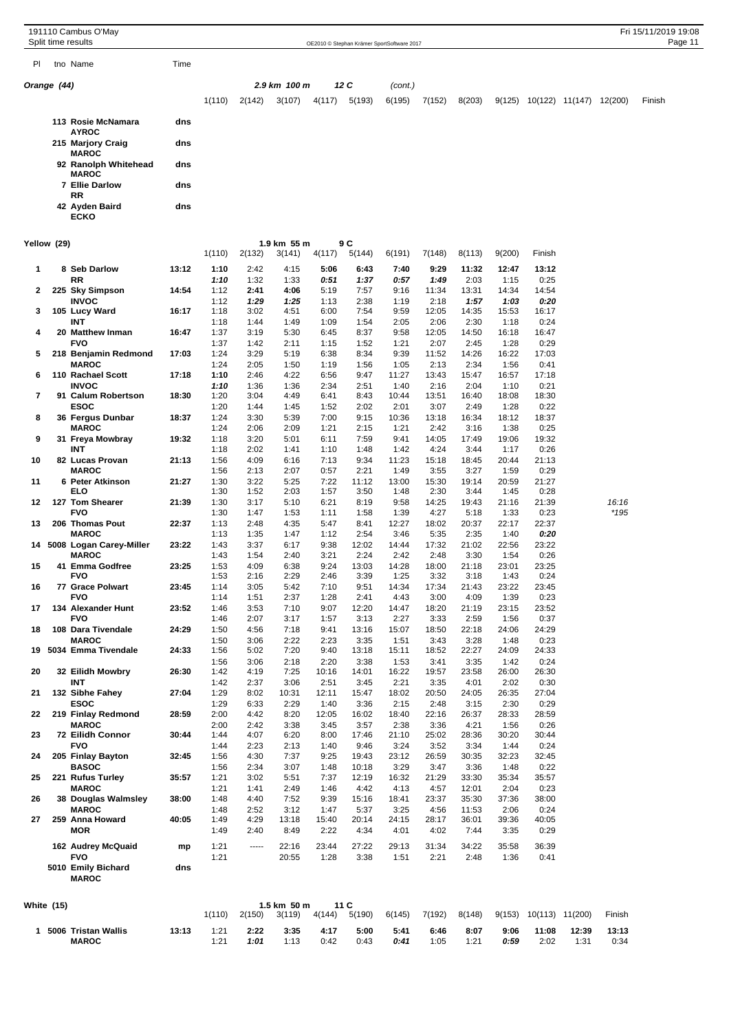## Orange (44)

2.9 km 100 m 12 C (cont.)

| Pl | tno Name | Time | 1(110) | 2(142) | 3(107) | 4(117) | 5(193) | 6(195) | 7(152) | 8(203) | 9(125) | 10(122) | 11(147) | 12(200) | Finish |
|---|---|---|---|---|---|---|---|---|---|---|---|---|---|---|---|
| | 113 Rosie McNamara | dns | | | | | | | | | | | | | |
| | AYROC | | | | | | | | | | | | | | |
| | 215 Marjory Craig | dns | | | | | | | | | | | | | |
| | MAROC | | | | | | | | | | | | | | |
| | 92 Ranolph Whitehead | dns | | | | | | | | | | | | | |
| | MAROC | | | | | | | | | | | | | | |
| | 7 Ellie Darlow | dns | | | | | | | | | | | | | |
| | RR | | | | | | | | | | | | | | |
| | 42 Ayden Baird | dns | | | | | | | | | | | | | |
| | ECKO | | | | | | | | | | | | | | |

## Yellow (29)

1.9 km 55 m 9 C

| Pl | tno Name | Time | 1(110) | 2(132) | 3(141) | 4(117) | 5(144) | 6(191) | 7(148) | 8(113) | 9(200) | Finish | |
|---|---|---|---|---|---|---|---|---|---|---|---|---|---|
| 1 | 8 Seb Darlow | 13:12 | 1:10 | 2:42 | 4:15 | 5:06 | 6:43 | 7:40 | 9:29 | 11:32 | 12:47 | 13:12 | |
| | RR | | 1:10 | 1:32 | 1:33 | 0:51 | 1:37 | 0:57 | 1:49 | 2:03 | 1:15 | 0:25 | |
| 2 | 225 Sky Simpson | 14:54 | 1:12 | 2:41 | 4:06 | 5:19 | 7:57 | 9:16 | 11:34 | 13:31 | 14:34 | 14:54 | |
| | INVOC | | 1:12 | 1:29 | 1:25 | 1:13 | 2:38 | 1:19 | 2:18 | 1:57 | 1:03 | 0:20 | |
| 3 | 105 Lucy Ward | 16:17 | 1:18 | 3:02 | 4:51 | 6:00 | 7:54 | 9:59 | 12:05 | 14:35 | 15:53 | 16:17 | |
| | INT | | 1:18 | 1:44 | 1:49 | 1:09 | 1:54 | 2:05 | 2:06 | 2:30 | 1:18 | 0:24 | |
| 4 | 20 Matthew Inman | 16:47 | 1:37 | 3:19 | 5:30 | 6:45 | 8:37 | 9:58 | 12:05 | 14:50 | 16:18 | 16:47 | |
| | FVO | | 1:37 | 1:42 | 2:11 | 1:15 | 1:52 | 1:21 | 2:07 | 2:45 | 1:28 | 0:29 | |
| 5 | 218 Benjamin Redmond | 17:03 | 1:24 | 3:29 | 5:19 | 6:38 | 8:34 | 9:39 | 11:52 | 14:26 | 16:22 | 17:03 | |
| | MAROC | | 1:24 | 2:05 | 1:50 | 1:19 | 1:56 | 1:05 | 2:13 | 2:34 | 1:56 | 0:41 | |
| 6 | 110 Rachael Scott | 17:18 | 1:10 | 2:46 | 4:22 | 6:56 | 9:47 | 11:27 | 13:43 | 15:47 | 16:57 | 17:18 | |
| | INVOC | | 1:10 | 1:36 | 1:36 | 2:34 | 2:51 | 1:40 | 2:16 | 2:04 | 1:10 | 0:21 | |
| 7 | 91 Calum Robertson | 18:30 | 1:20 | 3:04 | 4:49 | 6:41 | 8:43 | 10:44 | 13:51 | 16:40 | 18:08 | 18:30 | |
| | ESOC | | 1:20 | 1:44 | 1:45 | 1:52 | 2:02 | 2:01 | 3:07 | 2:49 | 1:28 | 0:22 | |
| 8 | 36 Fergus Dunbar | 18:37 | 1:24 | 3:30 | 5:39 | 7:00 | 9:15 | 10:36 | 13:18 | 16:34 | 18:12 | 18:37 | |
| | MAROC | | 1:24 | 2:06 | 2:09 | 1:21 | 2:15 | 1:21 | 2:42 | 3:16 | 1:38 | 0:25 | |
| 9 | 31 Freya Mowbray | 19:32 | 1:18 | 3:20 | 5:01 | 6:11 | 7:59 | 9:41 | 14:05 | 17:49 | 19:06 | 19:32 | |
| | INT | | 1:18 | 2:02 | 1:41 | 1:10 | 1:48 | 1:42 | 4:24 | 3:44 | 1:17 | 0:26 | |
| 10 | 82 Lucas Provan | 21:13 | 1:56 | 4:09 | 6:16 | 7:13 | 9:34 | 11:23 | 15:18 | 18:45 | 20:44 | 21:13 | |
| | MAROC | | 1:56 | 2:13 | 2:07 | 0:57 | 2:21 | 1:49 | 3:55 | 3:27 | 1:59 | 0:29 | |
| 11 | 6 Peter Atkinson | 21:27 | 1:30 | 3:22 | 5:25 | 7:22 | 11:12 | 13:00 | 15:30 | 19:14 | 20:59 | 21:27 | |
| | ELO | | 1:30 | 1:52 | 2:03 | 1:57 | 3:50 | 1:48 | 2:30 | 3:44 | 1:45 | 0:28 | |
| 12 | 127 Tom Shearer | 21:39 | 1:30 | 3:17 | 5:10 | 6:21 | 8:19 | 9:58 | 14:25 | 19:43 | 21:16 | 21:39 | 16:16 |
| | FVO | | 1:30 | 1:47 | 1:53 | 1:11 | 1:58 | 1:39 | 4:27 | 5:18 | 1:33 | 0:23 | *195 |
| 13 | 206 Thomas Pout | 22:37 | 1:13 | 2:48 | 4:35 | 5:47 | 8:41 | 12:27 | 18:02 | 20:37 | 22:17 | 22:37 | |
| | MAROC | | 1:13 | 1:35 | 1:47 | 1:12 | 2:54 | 3:46 | 5:35 | 2:35 | 1:40 | 0:20 | |
| 14 | 5008 Logan Carey-Miller | 23:22 | 1:43 | 3:37 | 6:17 | 9:38 | 12:02 | 14:44 | 17:32 | 21:02 | 22:56 | 23:22 | |
| | MAROC | | 1:43 | 1:54 | 2:40 | 3:21 | 2:24 | 2:42 | 2:48 | 3:30 | 1:54 | 0:26 | |
| 15 | 41 Emma Godfree | 23:25 | 1:53 | 4:09 | 6:38 | 9:24 | 13:03 | 14:28 | 18:00 | 21:18 | 23:01 | 23:25 | |
| | FVO | | 1:53 | 2:16 | 2:29 | 2:46 | 3:39 | 1:25 | 3:32 | 3:18 | 1:43 | 0:24 | |
| 16 | 77 Grace Polwart | 23:45 | 1:14 | 3:05 | 5:42 | 7:10 | 9:51 | 14:34 | 17:34 | 21:43 | 23:22 | 23:45 | |
| | FVO | | 1:14 | 1:51 | 2:37 | 1:28 | 2:41 | 4:43 | 3:00 | 4:09 | 1:39 | 0:23 | |
| 17 | 134 Alexander Hunt | 23:52 | 1:46 | 3:53 | 7:10 | 9:07 | 12:20 | 14:47 | 18:20 | 21:19 | 23:15 | 23:52 | |
| | FVO | | 1:46 | 2:07 | 3:17 | 1:57 | 3:13 | 2:27 | 3:33 | 2:59 | 1:56 | 0:37 | |
| 18 | 108 Dara Tivendale | 24:29 | 1:50 | 4:56 | 7:18 | 9:41 | 13:16 | 15:07 | 18:50 | 22:18 | 24:06 | 24:29 | |
| | MAROC | | 1:50 | 3:06 | 2:22 | 2:23 | 3:35 | 1:51 | 3:43 | 3:28 | 1:48 | 0:23 | |
| 19 | 5034 Emma Tivendale | 24:33 | 1:56 | 5:02 | 7:20 | 9:40 | 13:18 | 15:11 | 18:52 | 22:27 | 24:09 | 24:33 | |
| | | | 1:56 | 3:06 | 2:18 | 2:20 | 3:38 | 1:53 | 3:41 | 3:35 | 1:42 | 0:24 | |
| 20 | 32 Eilidh Mowbry | 26:30 | 1:42 | 4:19 | 7:25 | 10:16 | 14:01 | 16:22 | 19:57 | 23:58 | 26:00 | 26:30 | |
| | INT | | 1:42 | 2:37 | 3:06 | 2:51 | 3:45 | 2:21 | 3:35 | 4:01 | 2:02 | 0:30 | |
| 21 | 132 Sibhe Fahey | 27:04 | 1:29 | 8:02 | 10:31 | 12:11 | 15:47 | 18:02 | 20:50 | 24:05 | 26:35 | 27:04 | |
| | ESOC | | 1:29 | 6:33 | 2:29 | 1:40 | 3:36 | 2:15 | 2:48 | 3:15 | 2:30 | 0:29 | |
| 22 | 219 Finlay Redmond | 28:59 | 2:00 | 4:42 | 8:20 | 12:05 | 16:02 | 18:40 | 22:16 | 26:37 | 28:33 | 28:59 | |
| | MAROC | | 2:00 | 2:42 | 3:38 | 3:45 | 3:57 | 2:38 | 3:36 | 4:21 | 1:56 | 0:26 | |
| 23 | 72 Eilidh Connor | 30:44 | 1:44 | 4:07 | 6:20 | 8:00 | 17:46 | 21:10 | 25:02 | 28:36 | 30:20 | 30:44 | |
| | FVO | | 1:44 | 2:23 | 2:13 | 1:40 | 9:46 | 3:24 | 3:52 | 3:34 | 1:44 | 0:24 | |
| 24 | 205 Finlay Bayton | 32:45 | 1:56 | 4:30 | 7:37 | 9:25 | 19:43 | 23:12 | 26:59 | 30:35 | 32:23 | 32:45 | |
| | BASOC | | 1:56 | 2:34 | 3:07 | 1:48 | 10:18 | 3:29 | 3:47 | 3:36 | 1:48 | 0:22 | |
| 25 | 221 Rufus Turley | 35:57 | 1:21 | 3:02 | 5:51 | 7:37 | 12:19 | 16:32 | 21:29 | 33:30 | 35:34 | 35:57 | |
| | MAROC | | 1:21 | 1:41 | 2:49 | 1:46 | 4:42 | 4:13 | 4:57 | 12:01 | 2:04 | 0:23 | |
| 26 | 38 Douglas Walmsley | 38:00 | 1:48 | 4:40 | 7:52 | 9:39 | 15:16 | 18:41 | 23:37 | 35:30 | 37:36 | 38:00 | |
| | MAROC | | 1:48 | 2:52 | 3:12 | 1:47 | 5:37 | 3:25 | 4:56 | 11:53 | 2:06 | 0:24 | |
| 27 | 259 Anna Howard | 40:05 | 1:49 | 4:29 | 13:18 | 15:40 | 20:14 | 24:15 | 28:17 | 36:01 | 39:36 | 40:05 | |
| | MOR | | 1:49 | 2:40 | 8:49 | 2:22 | 4:34 | 4:01 | 4:02 | 7:44 | 3:35 | 0:29 | |
| | 162 Audrey McQuaid | mp | 1:21 | ----- | 22:16 | 23:44 | 27:22 | 29:13 | 31:34 | 34:22 | 35:58 | 36:39 | |
| | FVO | | 1:21 | | 20:55 | 1:28 | 3:38 | 1:51 | 2:21 | 2:48 | 1:36 | 0:41 | |
| | 5010 Emily Bichard | dns | | | | | | | | | | | |
| | MAROC | | | | | | | | | | | | |

## White (15)

1.5 km 50 m 11 C

| Pl | tno Name | Time | 1(110) | 2(150) | 3(119) | 4(144) | 5(190) | 6(145) | 7(192) | 8(148) | 9(153) | 10(113) | 11(200) | Finish |
|---|---|---|---|---|---|---|---|---|---|---|---|---|---|---|
| 1 | 5006 Tristan Wallis | 13:13 | 1:21 | 2:22 | 3:35 | 4:17 | 5:00 | 5:41 | 6:46 | 8:07 | 9:06 | 11:08 | 12:39 | 13:13 |
| | MAROC | | 1:21 | 1:01 | 1:13 | 0:42 | 0:43 | 0:41 | 1:05 | 1:21 | 0:59 | 2:02 | 1:31 | 0:34 |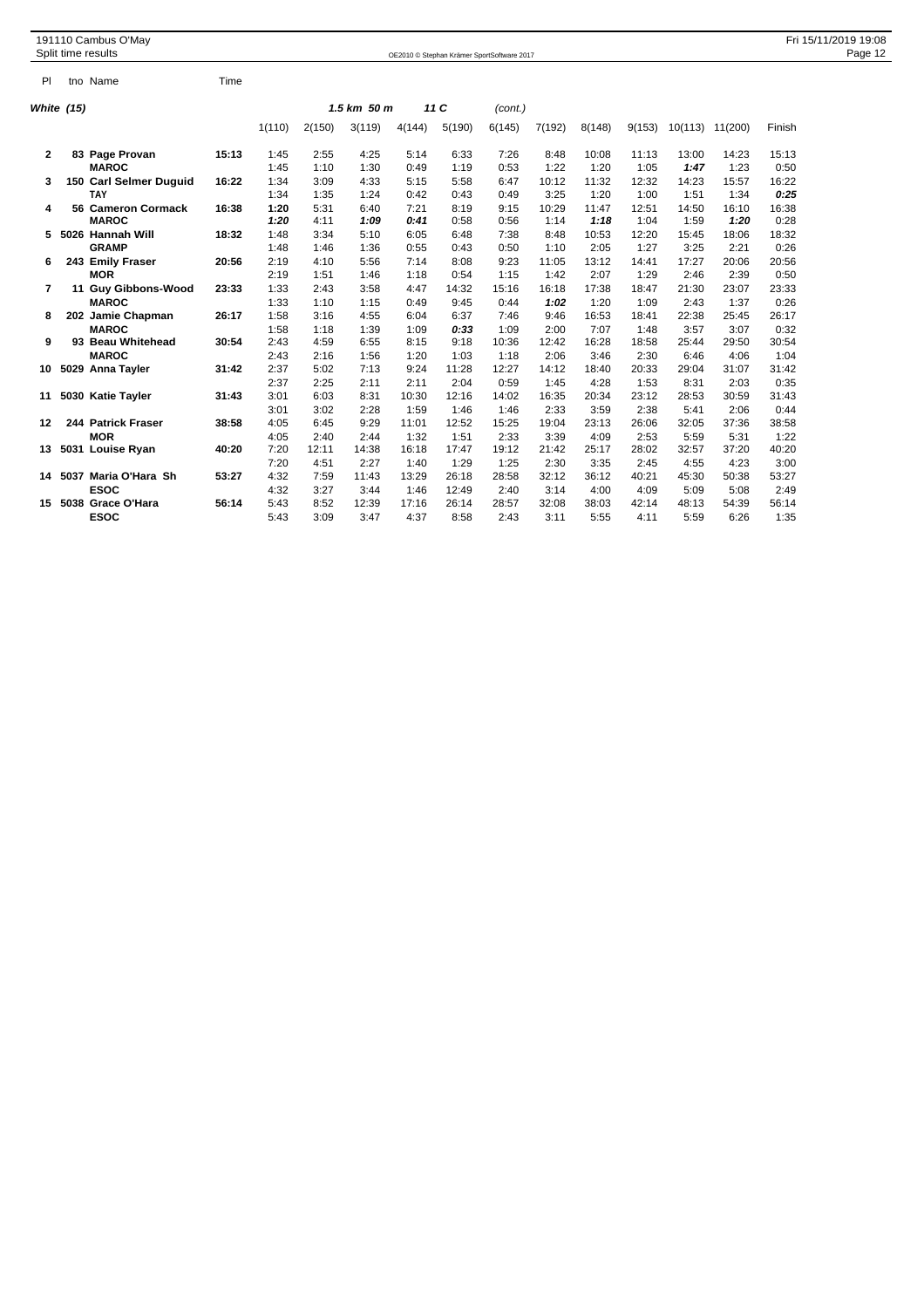# White (15)

1.5 km 50 m 11 C (cont.)

| Pl | tno | Name | Time | 1(110) | 2(150) | 3(119) | 4(144) | 5(190) | 6(145) | 7(192) | 8(148) | 9(153) | 10(113) | 11(200) | Finish |
|---|---|---|---|---|---|---|---|---|---|---|---|---|---|---|---|
| **2** | **83** | **Page Provan** | **15:13** | 1:45 | 2:55 | 4:25 | 5:14 | 6:33 | 7:26 | 8:48 | 10:08 | 11:13 | 13:00 | 14:23 | 15:13 |
| | | **MAROC** | | 1:45 | 1:10 | 1:30 | 0:49 | 1:19 | 0:53 | 1:22 | 1:20 | 1:05 | ***1:47*** | 1:23 | 0:50 |
| **3** | **150** | **Carl Selmer Duguid** | **16:22** | 1:34 | 3:09 | 4:33 | 5:15 | 5:58 | 6:47 | 10:12 | 11:32 | 12:32 | 14:23 | 15:57 | 16:22 |
| | | **TAY** | | 1:34 | 1:35 | 1:24 | 0:42 | 0:43 | 0:49 | 3:25 | 1:20 | 1:00 | 1:51 | 1:34 | ***0:25*** |
| **4** | **56** | **Cameron Cormack** | **16:38** | **1:20** | 5:31 | 6:40 | 7:21 | 8:19 | 9:15 | 10:29 | 11:47 | 12:51 | 14:50 | 16:10 | 16:38 |
| | | **MAROC** | | ***1:20*** | 4:11 | ***1:09*** | ***0:41*** | 0:58 | 0:56 | 1:14 | ***1:18*** | 1:04 | 1:59 | ***1:20*** | 0:28 |
| **5** | **5026** | **Hannah Will** | **18:32** | 1:48 | 3:34 | 5:10 | 6:05 | 6:48 | 7:38 | 8:48 | 10:53 | 12:20 | 15:45 | 18:06 | 18:32 |
| | | **GRAMP** | | 1:48 | 1:46 | 1:36 | 0:55 | 0:43 | 0:50 | 1:10 | 2:05 | 1:27 | 3:25 | 2:21 | 0:26 |
| **6** | **243** | **Emily Fraser** | **20:56** | 2:19 | 4:10 | 5:56 | 7:14 | 8:08 | 9:23 | 11:05 | 13:12 | 14:41 | 17:27 | 20:06 | 20:56 |
| | | **MOR** | | 2:19 | 1:51 | 1:46 | 1:18 | 0:54 | 1:15 | 1:42 | 2:07 | 1:29 | 2:46 | 2:39 | 0:50 |
| **7** | **11** | **Guy Gibbons-Wood** | **23:33** | 1:33 | 2:43 | 3:58 | 4:47 | 14:32 | 15:16 | 16:18 | 17:38 | 18:47 | 21:30 | 23:07 | 23:33 |
| | | **MAROC** | | 1:33 | 1:10 | 1:15 | 0:49 | 9:45 | 0:44 | ***1:02*** | 1:20 | 1:09 | 2:43 | 1:37 | 0:26 |
| **8** | **202** | **Jamie Chapman** | **26:17** | 1:58 | 3:16 | 4:55 | 6:04 | 6:37 | 7:46 | 9:46 | 16:53 | 18:41 | 22:38 | 25:45 | 26:17 |
| | | **MAROC** | | 1:58 | 1:18 | 1:39 | 1:09 | ***0:33*** | 1:09 | 2:00 | 7:07 | 1:48 | 3:57 | 3:07 | 0:32 |
| **9** | **93** | **Beau Whitehead** | **30:54** | 2:43 | 4:59 | 6:55 | 8:15 | 9:18 | 10:36 | 12:42 | 16:28 | 18:58 | 25:44 | 29:50 | 30:54 |
| | | **MAROC** | | 2:43 | 2:16 | 1:56 | 1:20 | 1:03 | 1:18 | 2:06 | 3:46 | 2:30 | 6:46 | 4:06 | 1:04 |
| **10** | **5029** | **Anna Tayler** | **31:42** | 2:37 | 5:02 | 7:13 | 9:24 | 11:28 | 12:27 | 14:12 | 18:40 | 20:33 | 29:04 | 31:07 | 31:42 |
| | | | | 2:37 | 2:25 | 2:11 | 2:11 | 2:04 | 0:59 | 1:45 | 4:28 | 1:53 | 8:31 | 2:03 | 0:35 |
| **11** | **5030** | **Katie Tayler** | **31:43** | 3:01 | 6:03 | 8:31 | 10:30 | 12:16 | 14:02 | 16:35 | 20:34 | 23:12 | 28:53 | 30:59 | 31:43 |
| | | | | 3:01 | 3:02 | 2:28 | 1:59 | 1:46 | 1:46 | 2:33 | 3:59 | 2:38 | 5:41 | 2:06 | 0:44 |
| **12** | **244** | **Patrick Fraser** | **38:58** | 4:05 | 6:45 | 9:29 | 11:01 | 12:52 | 15:25 | 19:04 | 23:13 | 26:06 | 32:05 | 37:36 | 38:58 |
| | | **MOR** | | 4:05 | 2:40 | 2:44 | 1:32 | 1:51 | 2:33 | 3:39 | 4:09 | 2:53 | 5:59 | 5:31 | 1:22 |
| **13** | **5031** | **Louise Ryan** | **40:20** | 7:20 | 12:11 | 14:38 | 16:18 | 17:47 | 19:12 | 21:42 | 25:17 | 28:02 | 32:57 | 37:20 | 40:20 |
| | | | | 7:20 | 4:51 | 2:27 | 1:40 | 1:29 | 1:25 | 2:30 | 3:35 | 2:45 | 4:55 | 4:23 | 3:00 |
| **14** | **5037** | **Maria O'Hara Sh** | **53:27** | 4:32 | 7:59 | 11:43 | 13:29 | 26:18 | 28:58 | 32:12 | 36:12 | 40:21 | 45:30 | 50:38 | 53:27 |
| | | **ESOC** | | 4:32 | 3:27 | 3:44 | 1:46 | 12:49 | 2:40 | 3:14 | 4:00 | 4:09 | 5:09 | 5:08 | 2:49 |
| **15** | **5038** | **Grace O'Hara** | **56:14** | 5:43 | 8:52 | 12:39 | 17:16 | 26:14 | 28:57 | 32:08 | 38:03 | 42:14 | 48:13 | 54:39 | 56:14 |
| | | **ESOC** | | 5:43 | 3:09 | 3:47 | 4:37 | 8:58 | 2:43 | 3:11 | 5:55 | 4:11 | 5:59 | 6:26 | 1:35 |